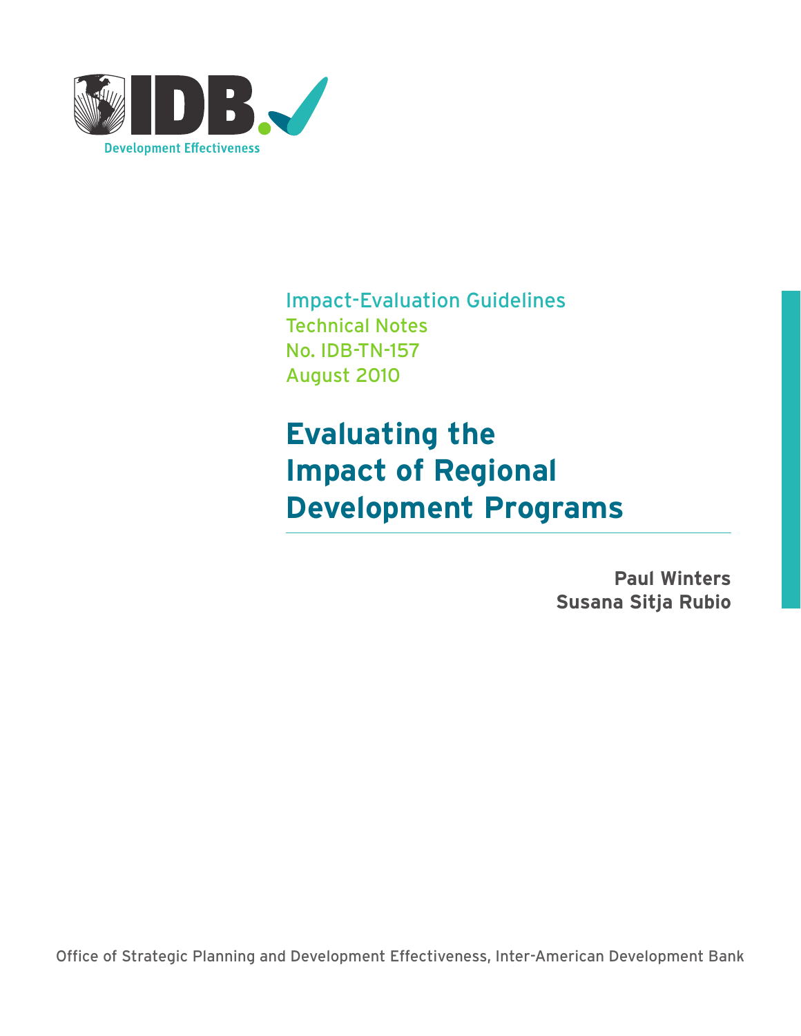IDB. Development Effectiveness

Impact-Evaluation Guidelines
Technical Notes
No. IDB-TN-157
August 2010

# Evaluating the Impact of Regional Development Programs

**Paul Winters**
**Susana Sitja Rubio**

Office of Strategic Planning and Development Effectiveness, Inter-American Development Bank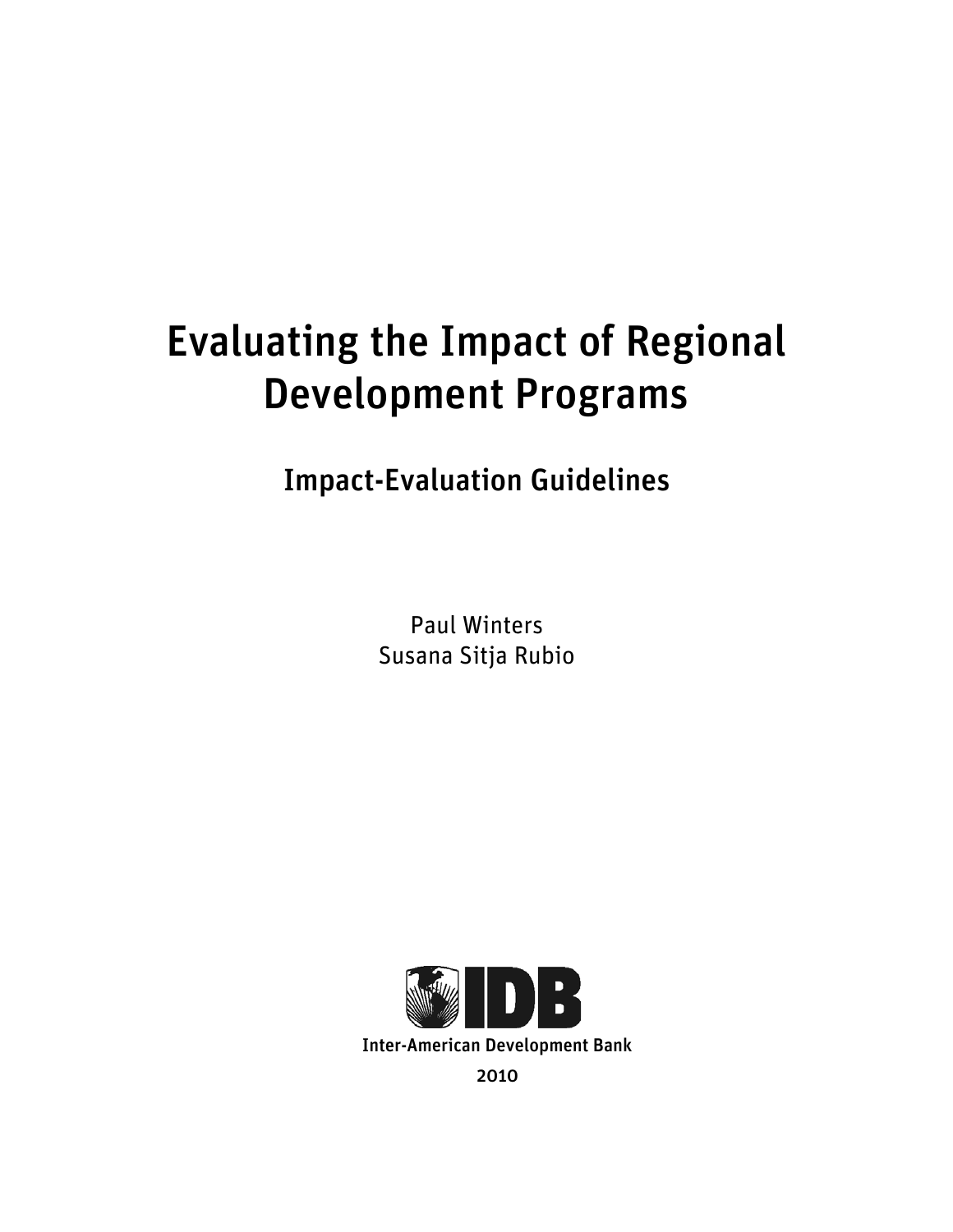# Evaluating the Impact of Regional Development Programs

## Impact-Evaluation Guidelines

Paul Winters
Susana Sitja Rubio

IDB

Inter-American Development Bank

2010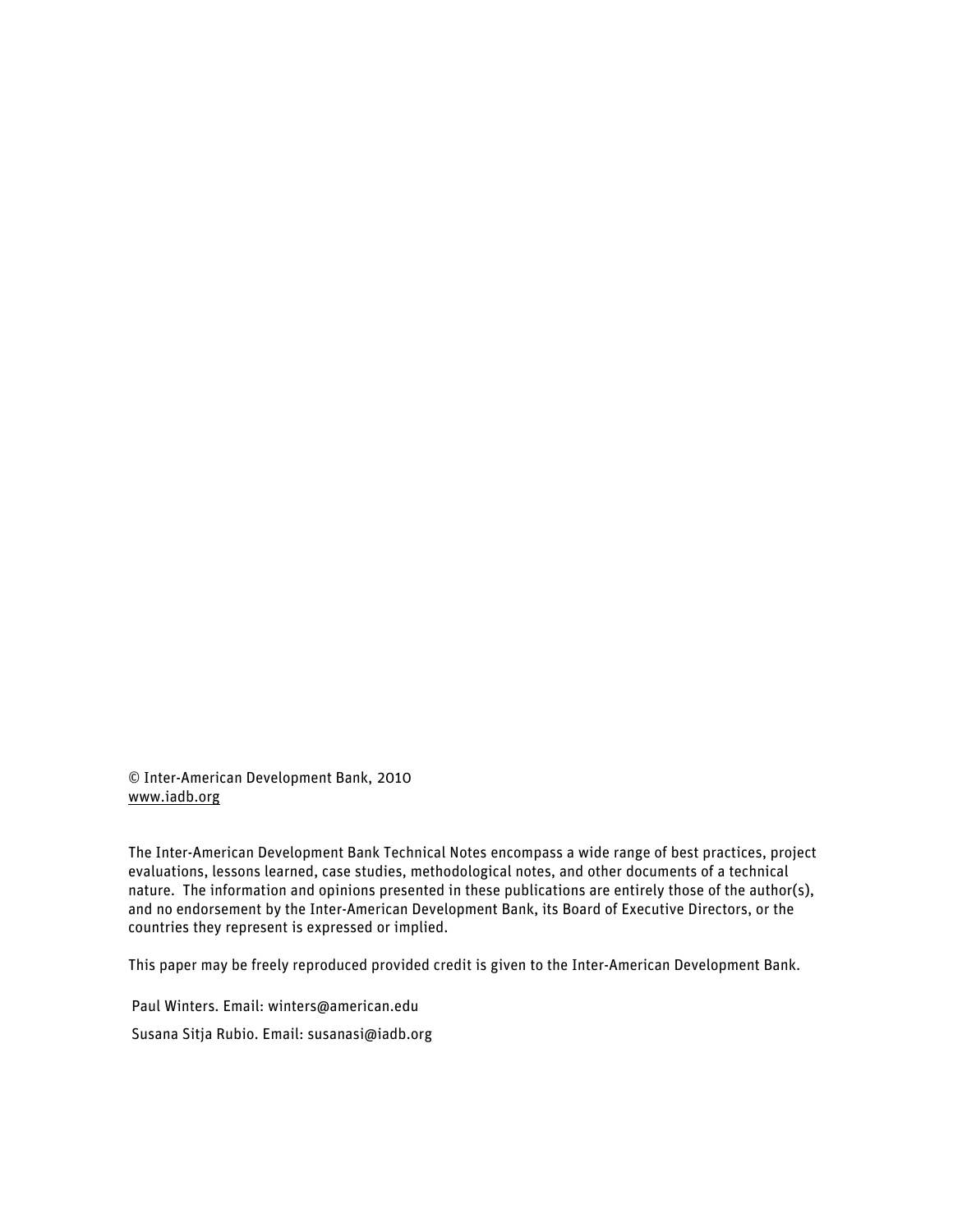© Inter-American Development Bank, 2010
www.iadb.org

The Inter-American Development Bank Technical Notes encompass a wide range of best practices, project evaluations, lessons learned, case studies, methodological notes, and other documents of a technical nature. The information and opinions presented in these publications are entirely those of the author(s), and no endorsement by the Inter-American Development Bank, its Board of Executive Directors, or the countries they represent is expressed or implied.

This paper may be freely reproduced provided credit is given to the Inter-American Development Bank.

Paul Winters. Email: winters@american.edu

Susana Sitja Rubio. Email: susanasi@iadb.org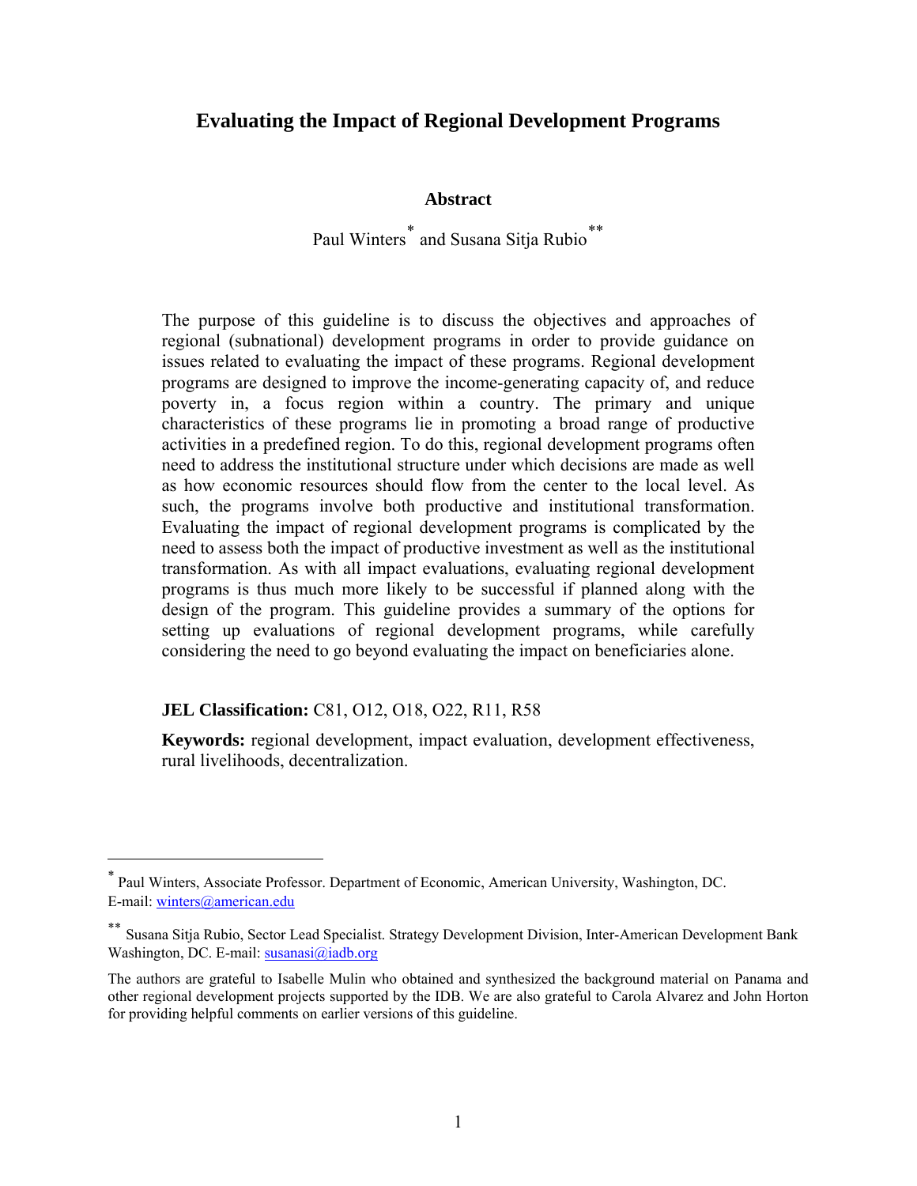# Evaluating the Impact of Regional Development Programs

**Abstract**

Paul Winters[*] and Susana Sitja Rubio[**]

The purpose of this guideline is to discuss the objectives and approaches of regional (subnational) development programs in order to provide guidance on issues related to evaluating the impact of these programs. Regional development programs are designed to improve the income-generating capacity of, and reduce poverty in, a focus region within a country. The primary and unique characteristics of these programs lie in promoting a broad range of productive activities in a predefined region. To do this, regional development programs often need to address the institutional structure under which decisions are made as well as how economic resources should flow from the center to the local level. As such, the programs involve both productive and institutional transformation. Evaluating the impact of regional development programs is complicated by the need to assess both the impact of productive investment as well as the institutional transformation. As with all impact evaluations, evaluating regional development programs is thus much more likely to be successful if planned along with the design of the program. This guideline provides a summary of the options for setting up evaluations of regional development programs, while carefully considering the need to go beyond evaluating the impact on beneficiaries alone.

**JEL Classification:** C81, O12, O18, O22, R11, R58

**Keywords:** regional development, impact evaluation, development effectiveness, rural livelihoods, decentralization.

---

[*] Paul Winters, Associate Professor. Department of Economic, American University, Washington, DC. E-mail: winters@american.edu

[**] Susana Sitja Rubio, Sector Lead Specialist. Strategy Development Division, Inter-American Development Bank Washington, DC. E-mail: susanasi@iadb.org

The authors are grateful to Isabelle Mulin who obtained and synthesized the background material on Panama and other regional development projects supported by the IDB. We are also grateful to Carola Alvarez and John Horton for providing helpful comments on earlier versions of this guideline.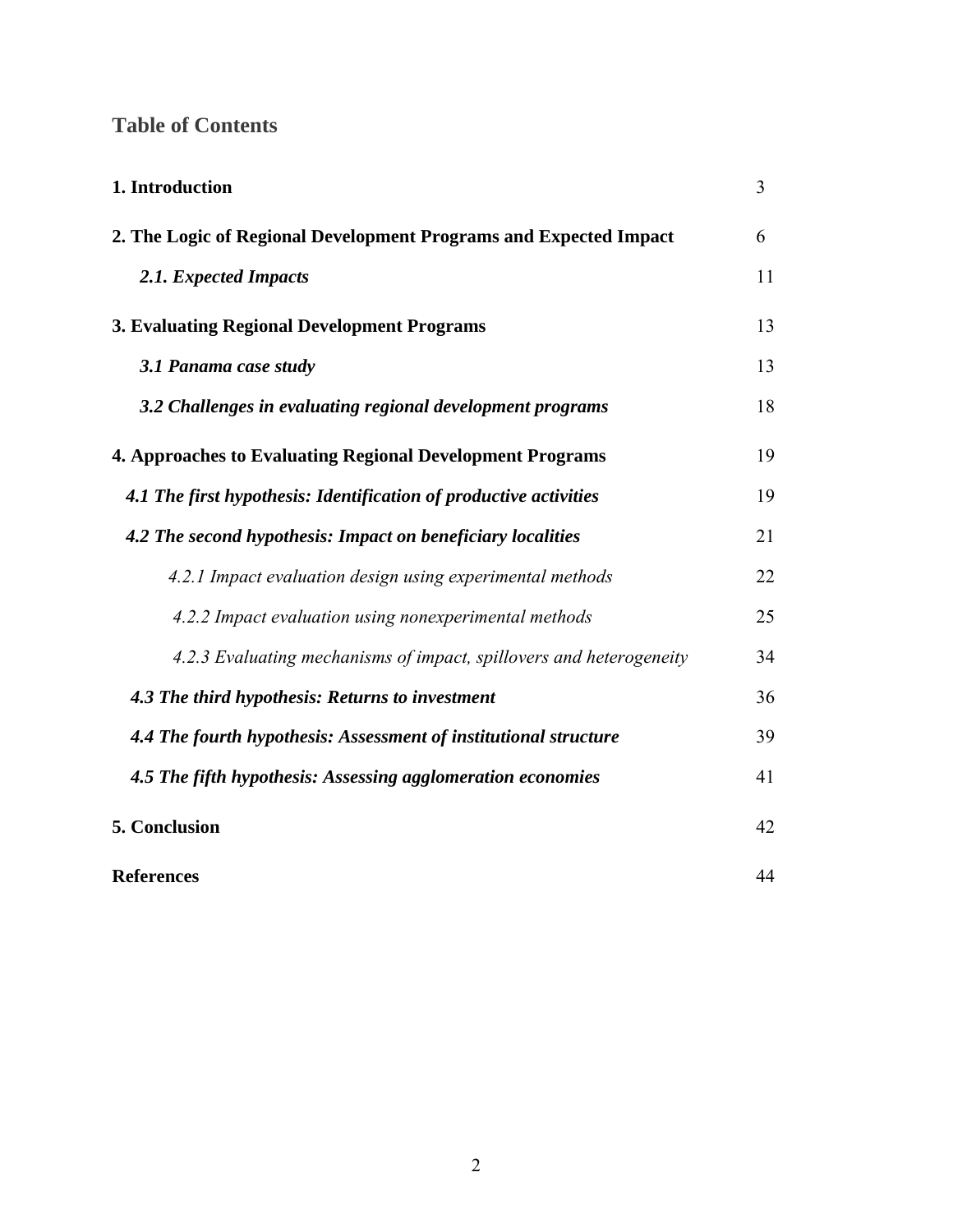## Table of Contents

| | |
|---|---|
| **1. Introduction** | 3 |
| **2. The Logic of Regional Development Programs and Expected Impact** | 6 |
| ***2.1. Expected Impacts*** | 11 |
| **3. Evaluating Regional Development Programs** | 13 |
| ***3.1 Panama case study*** | 13 |
| ***3.2 Challenges in evaluating regional development programs*** | 18 |
| **4. Approaches to Evaluating Regional Development Programs** | 19 |
| ***4.1 The first hypothesis: Identification of productive activities*** | 19 |
| ***4.2 The second hypothesis: Impact on beneficiary localities*** | 21 |
| *4.2.1 Impact evaluation design using experimental methods* | 22 |
| *4.2.2 Impact evaluation using nonexperimental methods* | 25 |
| *4.2.3 Evaluating mechanisms of impact, spillovers and heterogeneity* | 34 |
| ***4.3 The third hypothesis: Returns to investment*** | 36 |
| ***4.4 The fourth hypothesis: Assessment of institutional structure*** | 39 |
| ***4.5 The fifth hypothesis: Assessing agglomeration economies*** | 41 |
| **5. Conclusion** | 42 |
| **References** | 44 |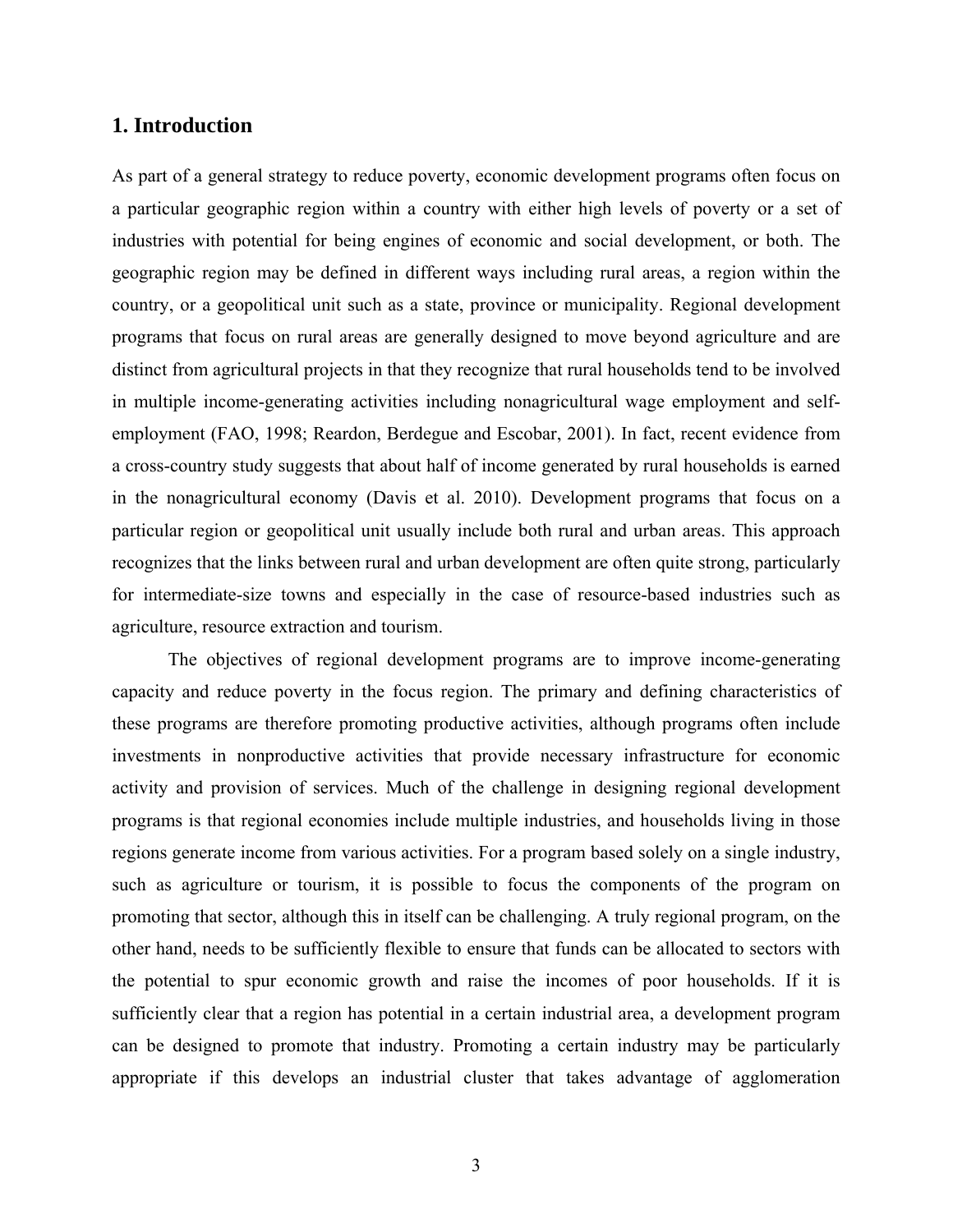## 1. Introduction

As part of a general strategy to reduce poverty, economic development programs often focus on a particular geographic region within a country with either high levels of poverty or a set of industries with potential for being engines of economic and social development, or both. The geographic region may be defined in different ways including rural areas, a region within the country, or a geopolitical unit such as a state, province or municipality. Regional development programs that focus on rural areas are generally designed to move beyond agriculture and are distinct from agricultural projects in that they recognize that rural households tend to be involved in multiple income-generating activities including nonagricultural wage employment and self-employment (FAO, 1998; Reardon, Berdegue and Escobar, 2001). In fact, recent evidence from a cross-country study suggests that about half of income generated by rural households is earned in the nonagricultural economy (Davis et al. 2010). Development programs that focus on a particular region or geopolitical unit usually include both rural and urban areas. This approach recognizes that the links between rural and urban development are often quite strong, particularly for intermediate-size towns and especially in the case of resource-based industries such as agriculture, resource extraction and tourism.

The objectives of regional development programs are to improve income-generating capacity and reduce poverty in the focus region. The primary and defining characteristics of these programs are therefore promoting productive activities, although programs often include investments in nonproductive activities that provide necessary infrastructure for economic activity and provision of services. Much of the challenge in designing regional development programs is that regional economies include multiple industries, and households living in those regions generate income from various activities. For a program based solely on a single industry, such as agriculture or tourism, it is possible to focus the components of the program on promoting that sector, although this in itself can be challenging. A truly regional program, on the other hand, needs to be sufficiently flexible to ensure that funds can be allocated to sectors with the potential to spur economic growth and raise the incomes of poor households. If it is sufficiently clear that a region has potential in a certain industrial area, a development program can be designed to promote that industry. Promoting a certain industry may be particularly appropriate if this develops an industrial cluster that takes advantage of agglomeration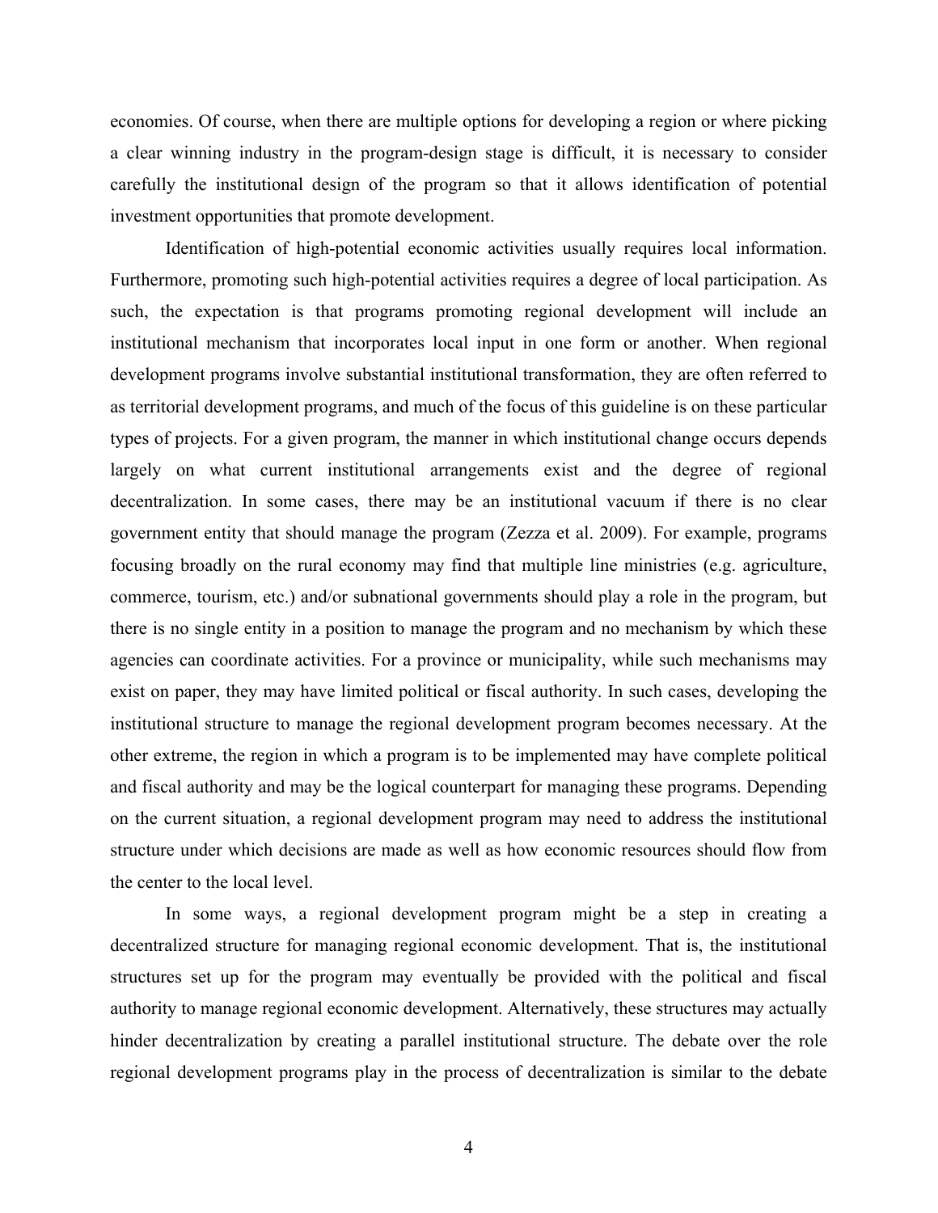economies. Of course, when there are multiple options for developing a region or where picking a clear winning industry in the program-design stage is difficult, it is necessary to consider carefully the institutional design of the program so that it allows identification of potential investment opportunities that promote development.

Identification of high-potential economic activities usually requires local information. Furthermore, promoting such high-potential activities requires a degree of local participation. As such, the expectation is that programs promoting regional development will include an institutional mechanism that incorporates local input in one form or another. When regional development programs involve substantial institutional transformation, they are often referred to as territorial development programs, and much of the focus of this guideline is on these particular types of projects. For a given program, the manner in which institutional change occurs depends largely on what current institutional arrangements exist and the degree of regional decentralization. In some cases, there may be an institutional vacuum if there is no clear government entity that should manage the program (Zezza et al. 2009). For example, programs focusing broadly on the rural economy may find that multiple line ministries (e.g. agriculture, commerce, tourism, etc.) and/or subnational governments should play a role in the program, but there is no single entity in a position to manage the program and no mechanism by which these agencies can coordinate activities. For a province or municipality, while such mechanisms may exist on paper, they may have limited political or fiscal authority. In such cases, developing the institutional structure to manage the regional development program becomes necessary. At the other extreme, the region in which a program is to be implemented may have complete political and fiscal authority and may be the logical counterpart for managing these programs. Depending on the current situation, a regional development program may need to address the institutional structure under which decisions are made as well as how economic resources should flow from the center to the local level.

In some ways, a regional development program might be a step in creating a decentralized structure for managing regional economic development. That is, the institutional structures set up for the program may eventually be provided with the political and fiscal authority to manage regional economic development. Alternatively, these structures may actually hinder decentralization by creating a parallel institutional structure. The debate over the role regional development programs play in the process of decentralization is similar to the debate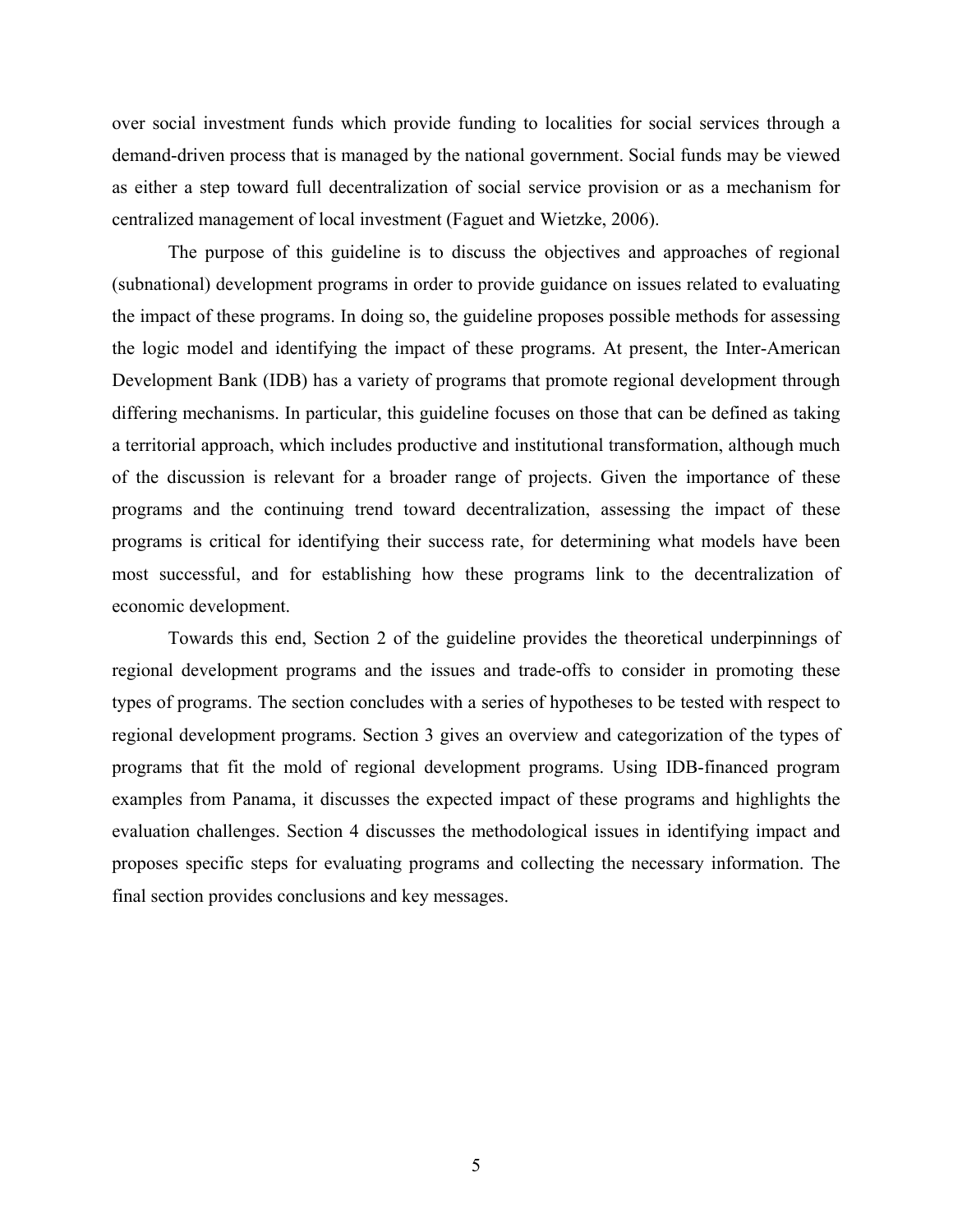over social investment funds which provide funding to localities for social services through a demand-driven process that is managed by the national government. Social funds may be viewed as either a step toward full decentralization of social service provision or as a mechanism for centralized management of local investment (Faguet and Wietzke, 2006).

The purpose of this guideline is to discuss the objectives and approaches of regional (subnational) development programs in order to provide guidance on issues related to evaluating the impact of these programs. In doing so, the guideline proposes possible methods for assessing the logic model and identifying the impact of these programs. At present, the Inter-American Development Bank (IDB) has a variety of programs that promote regional development through differing mechanisms. In particular, this guideline focuses on those that can be defined as taking a territorial approach, which includes productive and institutional transformation, although much of the discussion is relevant for a broader range of projects. Given the importance of these programs and the continuing trend toward decentralization, assessing the impact of these programs is critical for identifying their success rate, for determining what models have been most successful, and for establishing how these programs link to the decentralization of economic development.

Towards this end, Section 2 of the guideline provides the theoretical underpinnings of regional development programs and the issues and trade-offs to consider in promoting these types of programs. The section concludes with a series of hypotheses to be tested with respect to regional development programs. Section 3 gives an overview and categorization of the types of programs that fit the mold of regional development programs. Using IDB-financed program examples from Panama, it discusses the expected impact of these programs and highlights the evaluation challenges. Section 4 discusses the methodological issues in identifying impact and proposes specific steps for evaluating programs and collecting the necessary information. The final section provides conclusions and key messages.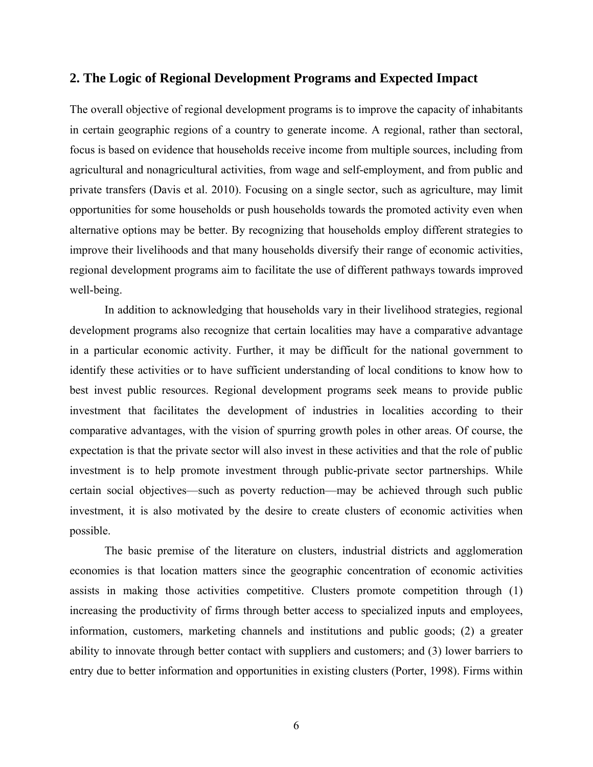## 2. The Logic of Regional Development Programs and Expected Impact

The overall objective of regional development programs is to improve the capacity of inhabitants in certain geographic regions of a country to generate income. A regional, rather than sectoral, focus is based on evidence that households receive income from multiple sources, including from agricultural and nonagricultural activities, from wage and self-employment, and from public and private transfers (Davis et al. 2010). Focusing on a single sector, such as agriculture, may limit opportunities for some households or push households towards the promoted activity even when alternative options may be better. By recognizing that households employ different strategies to improve their livelihoods and that many households diversify their range of economic activities, regional development programs aim to facilitate the use of different pathways towards improved well-being.

In addition to acknowledging that households vary in their livelihood strategies, regional development programs also recognize that certain localities may have a comparative advantage in a particular economic activity. Further, it may be difficult for the national government to identify these activities or to have sufficient understanding of local conditions to know how to best invest public resources. Regional development programs seek means to provide public investment that facilitates the development of industries in localities according to their comparative advantages, with the vision of spurring growth poles in other areas. Of course, the expectation is that the private sector will also invest in these activities and that the role of public investment is to help promote investment through public-private sector partnerships. While certain social objectives—such as poverty reduction—may be achieved through such public investment, it is also motivated by the desire to create clusters of economic activities when possible.

The basic premise of the literature on clusters, industrial districts and agglomeration economies is that location matters since the geographic concentration of economic activities assists in making those activities competitive. Clusters promote competition through (1) increasing the productivity of firms through better access to specialized inputs and employees, information, customers, marketing channels and institutions and public goods; (2) a greater ability to innovate through better contact with suppliers and customers; and (3) lower barriers to entry due to better information and opportunities in existing clusters (Porter, 1998). Firms within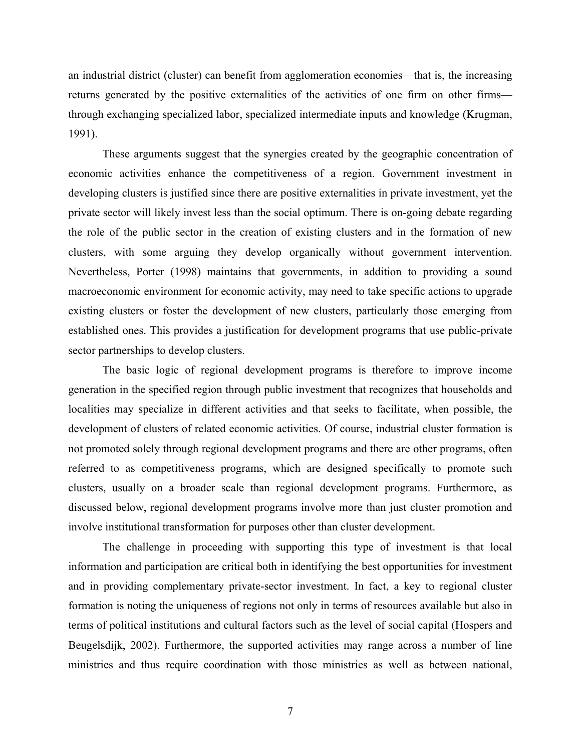an industrial district (cluster) can benefit from agglomeration economies—that is, the increasing returns generated by the positive externalities of the activities of one firm on other firms—through exchanging specialized labor, specialized intermediate inputs and knowledge (Krugman, 1991).

These arguments suggest that the synergies created by the geographic concentration of economic activities enhance the competitiveness of a region. Government investment in developing clusters is justified since there are positive externalities in private investment, yet the private sector will likely invest less than the social optimum. There is on-going debate regarding the role of the public sector in the creation of existing clusters and in the formation of new clusters, with some arguing they develop organically without government intervention. Nevertheless, Porter (1998) maintains that governments, in addition to providing a sound macroeconomic environment for economic activity, may need to take specific actions to upgrade existing clusters or foster the development of new clusters, particularly those emerging from established ones. This provides a justification for development programs that use public-private sector partnerships to develop clusters.

The basic logic of regional development programs is therefore to improve income generation in the specified region through public investment that recognizes that households and localities may specialize in different activities and that seeks to facilitate, when possible, the development of clusters of related economic activities. Of course, industrial cluster formation is not promoted solely through regional development programs and there are other programs, often referred to as competitiveness programs, which are designed specifically to promote such clusters, usually on a broader scale than regional development programs. Furthermore, as discussed below, regional development programs involve more than just cluster promotion and involve institutional transformation for purposes other than cluster development.

The challenge in proceeding with supporting this type of investment is that local information and participation are critical both in identifying the best opportunities for investment and in providing complementary private-sector investment. In fact, a key to regional cluster formation is noting the uniqueness of regions not only in terms of resources available but also in terms of political institutions and cultural factors such as the level of social capital (Hospers and Beugelsdijk, 2002). Furthermore, the supported activities may range across a number of line ministries and thus require coordination with those ministries as well as between national,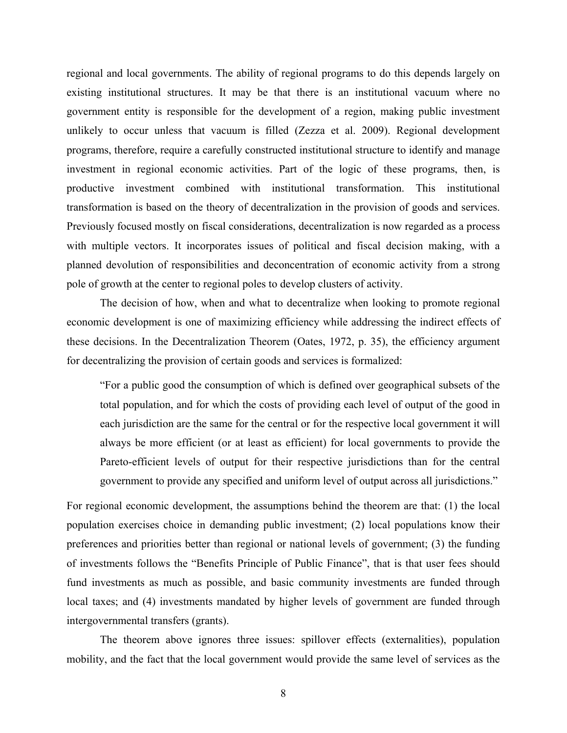regional and local governments. The ability of regional programs to do this depends largely on existing institutional structures. It may be that there is an institutional vacuum where no government entity is responsible for the development of a region, making public investment unlikely to occur unless that vacuum is filled (Zezza et al. 2009). Regional development programs, therefore, require a carefully constructed institutional structure to identify and manage investment in regional economic activities. Part of the logic of these programs, then, is productive investment combined with institutional transformation. This institutional transformation is based on the theory of decentralization in the provision of goods and services. Previously focused mostly on fiscal considerations, decentralization is now regarded as a process with multiple vectors. It incorporates issues of political and fiscal decision making, with a planned devolution of responsibilities and deconcentration of economic activity from a strong pole of growth at the center to regional poles to develop clusters of activity.

The decision of how, when and what to decentralize when looking to promote regional economic development is one of maximizing efficiency while addressing the indirect effects of these decisions. In the Decentralization Theorem (Oates, 1972, p. 35), the efficiency argument for decentralizing the provision of certain goods and services is formalized:

> "For a public good the consumption of which is defined over geographical subsets of the total population, and for which the costs of providing each level of output of the good in each jurisdiction are the same for the central or for the respective local government it will always be more efficient (or at least as efficient) for local governments to provide the Pareto-efficient levels of output for their respective jurisdictions than for the central government to provide any specified and uniform level of output across all jurisdictions."

For regional economic development, the assumptions behind the theorem are that: (1) the local population exercises choice in demanding public investment; (2) local populations know their preferences and priorities better than regional or national levels of government; (3) the funding of investments follows the "Benefits Principle of Public Finance", that is that user fees should fund investments as much as possible, and basic community investments are funded through local taxes; and (4) investments mandated by higher levels of government are funded through intergovernmental transfers (grants).

The theorem above ignores three issues: spillover effects (externalities), population mobility, and the fact that the local government would provide the same level of services as the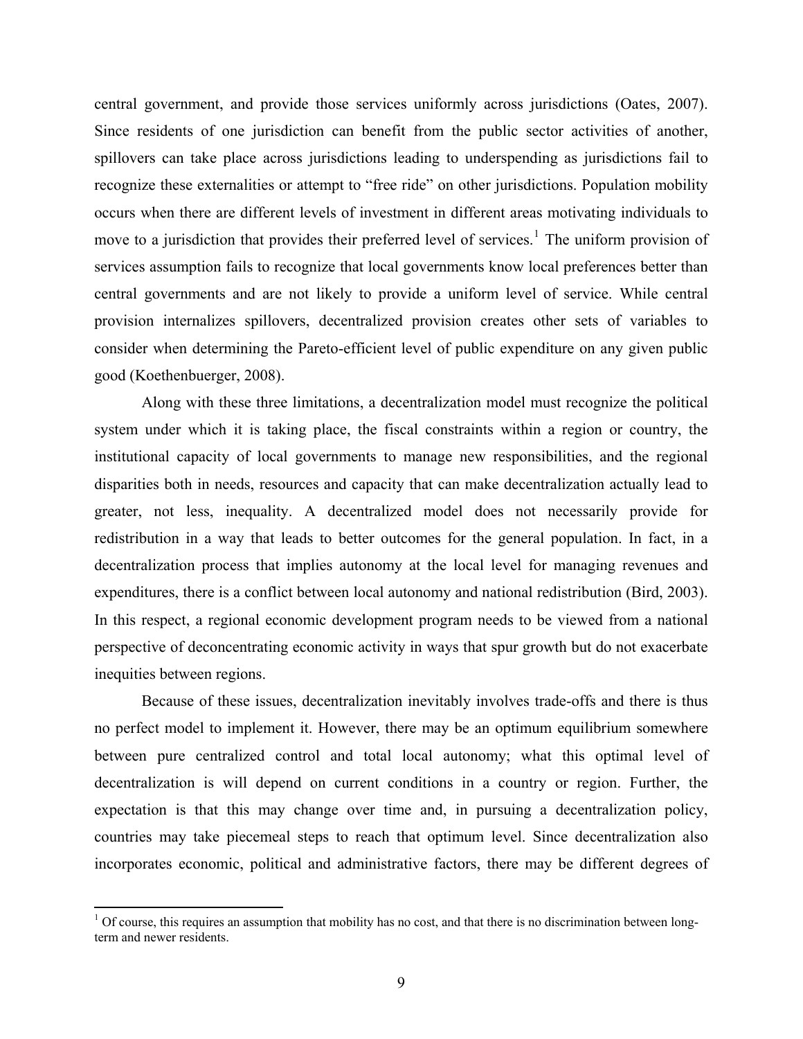central government, and provide those services uniformly across jurisdictions (Oates, 2007). Since residents of one jurisdiction can benefit from the public sector activities of another, spillovers can take place across jurisdictions leading to underspending as jurisdictions fail to recognize these externalities or attempt to “free ride” on other jurisdictions. Population mobility occurs when there are different levels of investment in different areas motivating individuals to move to a jurisdiction that provides their preferred level of services.[1] The uniform provision of services assumption fails to recognize that local governments know local preferences better than central governments and are not likely to provide a uniform level of service. While central provision internalizes spillovers, decentralized provision creates other sets of variables to consider when determining the Pareto-efficient level of public expenditure on any given public good (Koethenbuerger, 2008).

Along with these three limitations, a decentralization model must recognize the political system under which it is taking place, the fiscal constraints within a region or country, the institutional capacity of local governments to manage new responsibilities, and the regional disparities both in needs, resources and capacity that can make decentralization actually lead to greater, not less, inequality. A decentralized model does not necessarily provide for redistribution in a way that leads to better outcomes for the general population. In fact, in a decentralization process that implies autonomy at the local level for managing revenues and expenditures, there is a conflict between local autonomy and national redistribution (Bird, 2003). In this respect, a regional economic development program needs to be viewed from a national perspective of deconcentrating economic activity in ways that spur growth but do not exacerbate inequities between regions.

Because of these issues, decentralization inevitably involves trade-offs and there is thus no perfect model to implement it. However, there may be an optimum equilibrium somewhere between pure centralized control and total local autonomy; what this optimal level of decentralization is will depend on current conditions in a country or region. Further, the expectation is that this may change over time and, in pursuing a decentralization policy, countries may take piecemeal steps to reach that optimum level. Since decentralization also incorporates economic, political and administrative factors, there may be different degrees of

[1] Of course, this requires an assumption that mobility has no cost, and that there is no discrimination between long-term and newer residents.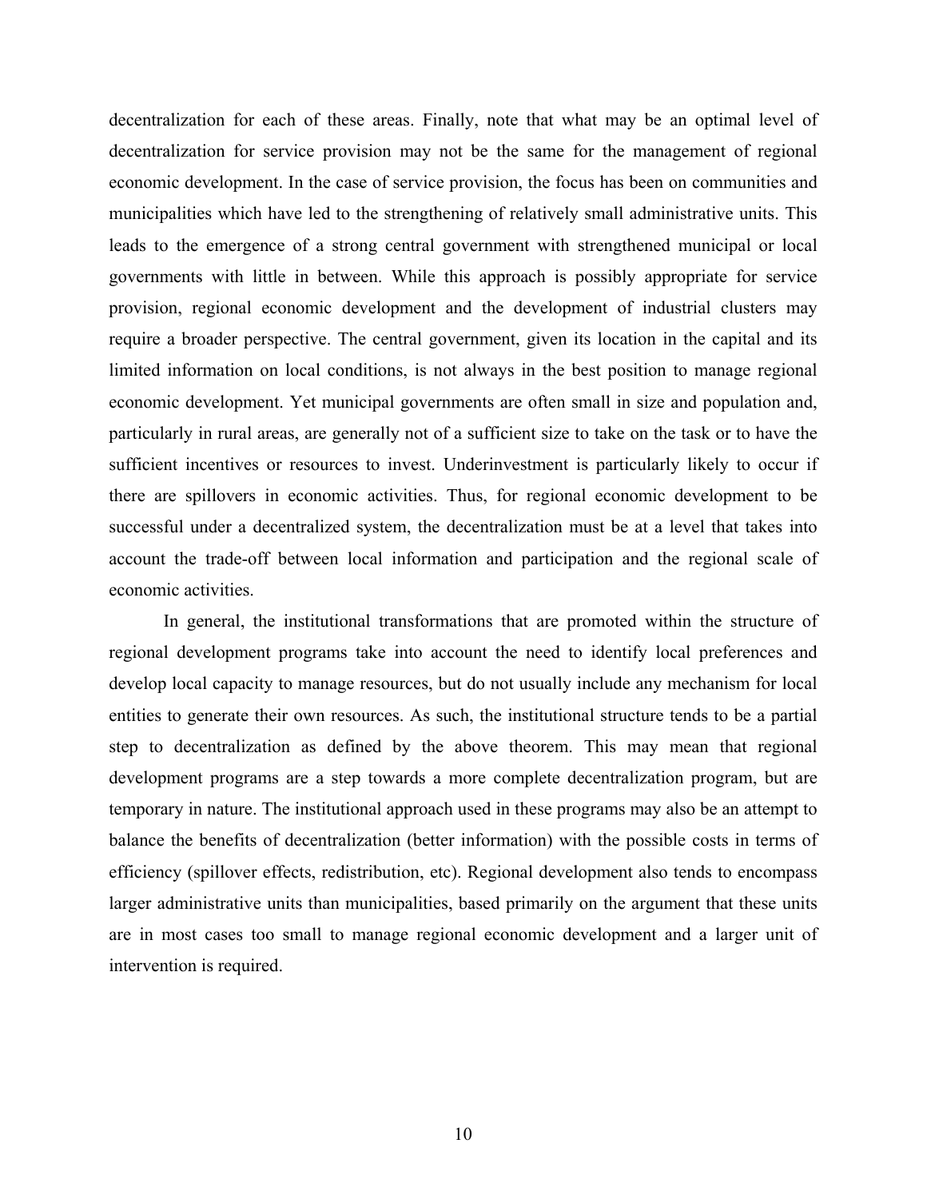decentralization for each of these areas. Finally, note that what may be an optimal level of decentralization for service provision may not be the same for the management of regional economic development. In the case of service provision, the focus has been on communities and municipalities which have led to the strengthening of relatively small administrative units. This leads to the emergence of a strong central government with strengthened municipal or local governments with little in between. While this approach is possibly appropriate for service provision, regional economic development and the development of industrial clusters may require a broader perspective. The central government, given its location in the capital and its limited information on local conditions, is not always in the best position to manage regional economic development. Yet municipal governments are often small in size and population and, particularly in rural areas, are generally not of a sufficient size to take on the task or to have the sufficient incentives or resources to invest. Underinvestment is particularly likely to occur if there are spillovers in economic activities. Thus, for regional economic development to be successful under a decentralized system, the decentralization must be at a level that takes into account the trade-off between local information and participation and the regional scale of economic activities.

In general, the institutional transformations that are promoted within the structure of regional development programs take into account the need to identify local preferences and develop local capacity to manage resources, but do not usually include any mechanism for local entities to generate their own resources. As such, the institutional structure tends to be a partial step to decentralization as defined by the above theorem. This may mean that regional development programs are a step towards a more complete decentralization program, but are temporary in nature. The institutional approach used in these programs may also be an attempt to balance the benefits of decentralization (better information) with the possible costs in terms of efficiency (spillover effects, redistribution, etc). Regional development also tends to encompass larger administrative units than municipalities, based primarily on the argument that these units are in most cases too small to manage regional economic development and a larger unit of intervention is required.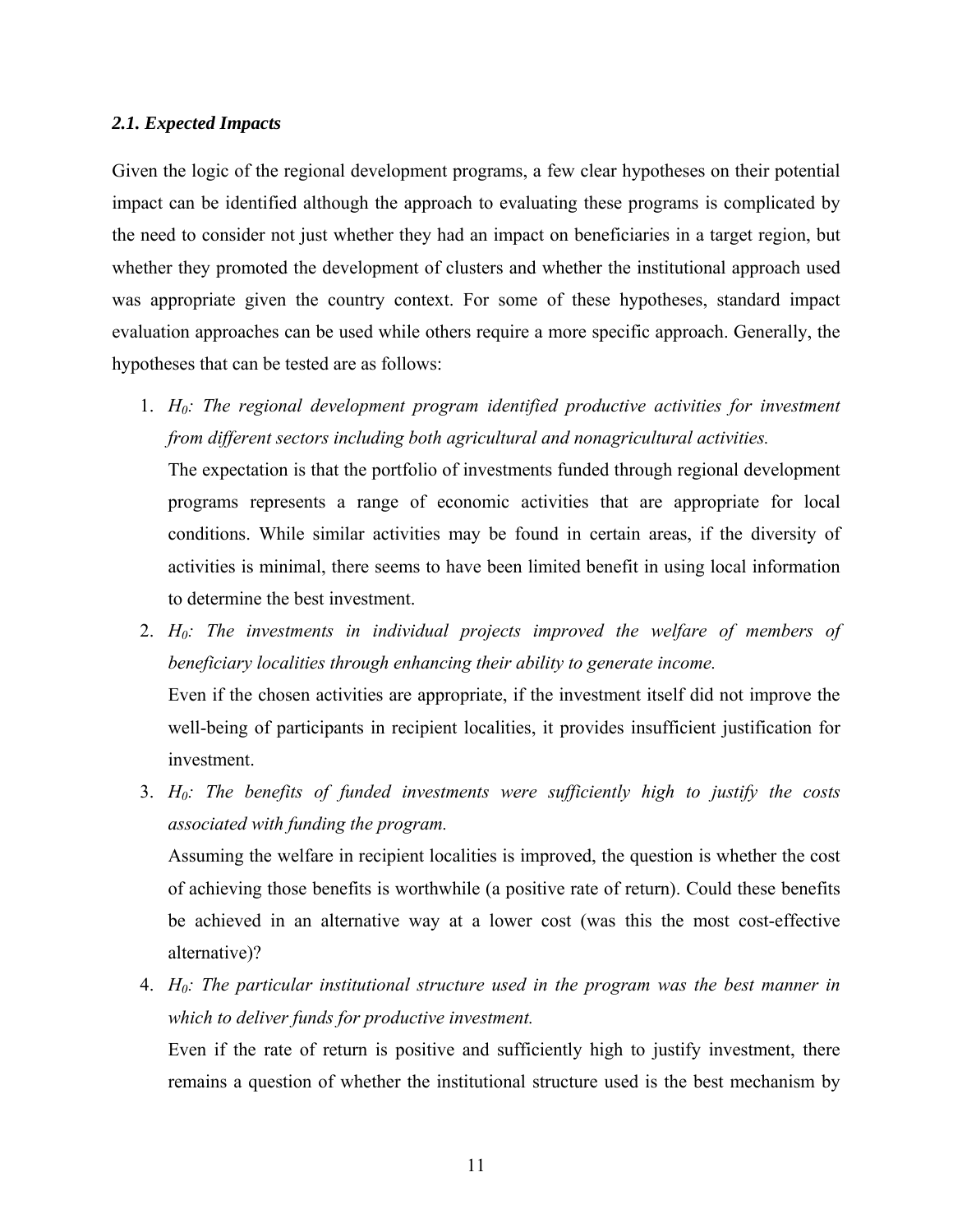### *2.1. Expected Impacts*

Given the logic of the regional development programs, a few clear hypotheses on their potential impact can be identified although the approach to evaluating these programs is complicated by the need to consider not just whether they had an impact on beneficiaries in a target region, but whether they promoted the development of clusters and whether the institutional approach used was appropriate given the country context. For some of these hypotheses, standard impact evaluation approaches can be used while others require a more specific approach. Generally, the hypotheses that can be tested are as follows:

1. *$H_0$: The regional development program identified productive activities for investment from different sectors including both agricultural and nonagricultural activities.*

   The expectation is that the portfolio of investments funded through regional development programs represents a range of economic activities that are appropriate for local conditions. While similar activities may be found in certain areas, if the diversity of activities is minimal, there seems to have been limited benefit in using local information to determine the best investment.

2. *$H_0$: The investments in individual projects improved the welfare of members of beneficiary localities through enhancing their ability to generate income.*

   Even if the chosen activities are appropriate, if the investment itself did not improve the well-being of participants in recipient localities, it provides insufficient justification for investment.

3. *$H_0$: The benefits of funded investments were sufficiently high to justify the costs associated with funding the program.*

   Assuming the welfare in recipient localities is improved, the question is whether the cost of achieving those benefits is worthwhile (a positive rate of return). Could these benefits be achieved in an alternative way at a lower cost (was this the most cost-effective alternative)?

4. *$H_0$: The particular institutional structure used in the program was the best manner in which to deliver funds for productive investment.*

   Even if the rate of return is positive and sufficiently high to justify investment, there remains a question of whether the institutional structure used is the best mechanism by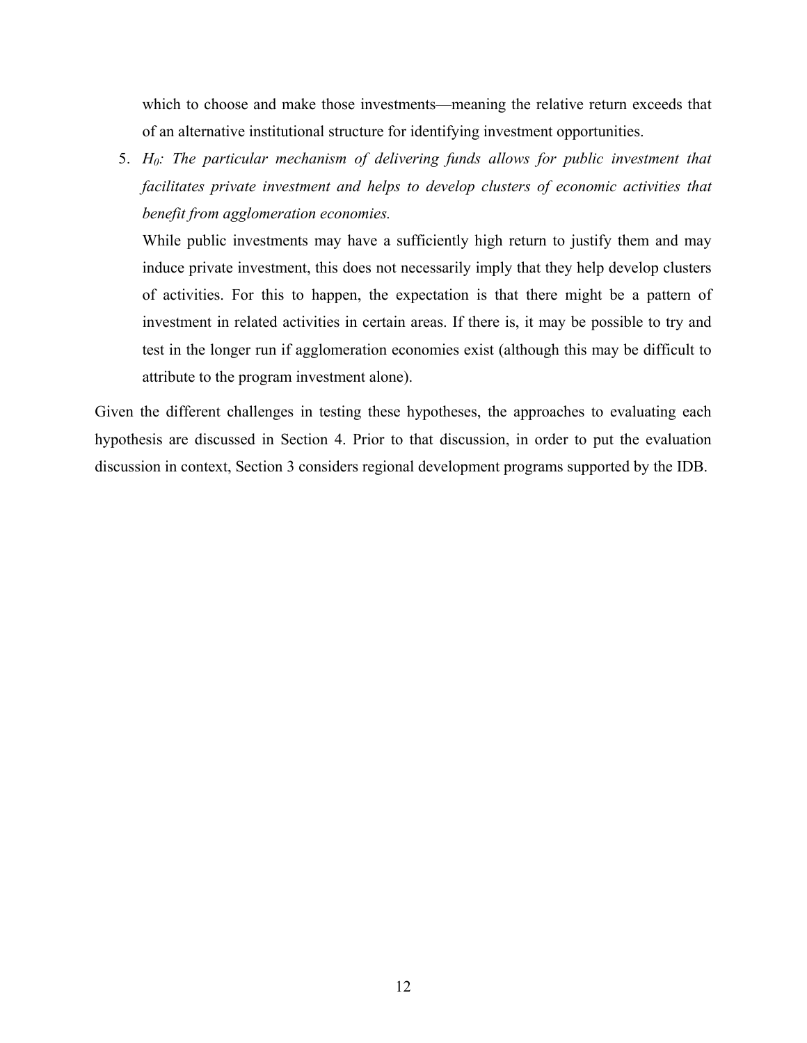which to choose and make those investments—meaning the relative return exceeds that of an alternative institutional structure for identifying investment opportunities.

5. *$H_0$: The particular mechanism of delivering funds allows for public investment that facilitates private investment and helps to develop clusters of economic activities that benefit from agglomeration economies.*

   While public investments may have a sufficiently high return to justify them and may induce private investment, this does not necessarily imply that they help develop clusters of activities. For this to happen, the expectation is that there might be a pattern of investment in related activities in certain areas. If there is, it may be possible to try and test in the longer run if agglomeration economies exist (although this may be difficult to attribute to the program investment alone).

Given the different challenges in testing these hypotheses, the approaches to evaluating each hypothesis are discussed in Section 4. Prior to that discussion, in order to put the evaluation discussion in context, Section 3 considers regional development programs supported by the IDB.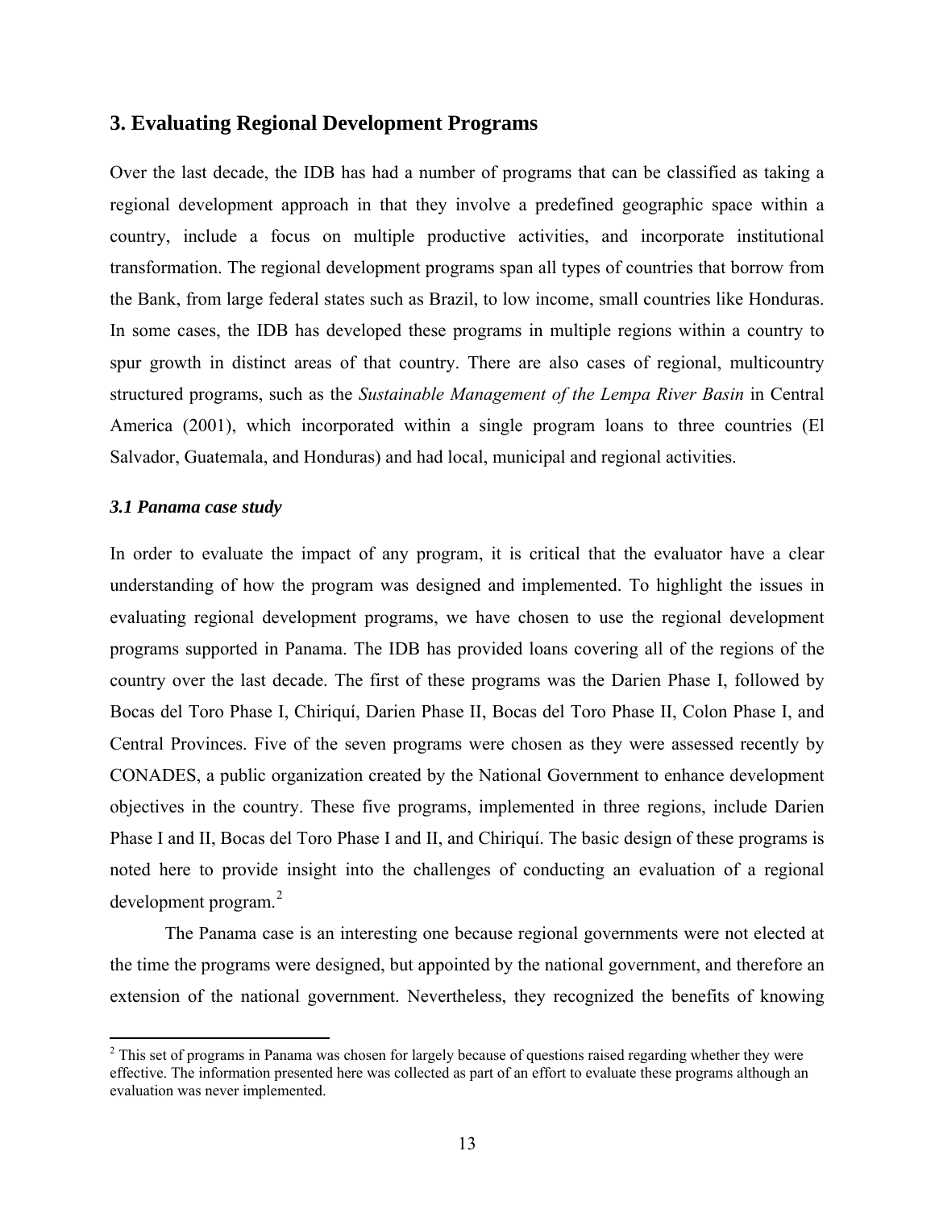## 3. Evaluating Regional Development Programs

Over the last decade, the IDB has had a number of programs that can be classified as taking a regional development approach in that they involve a predefined geographic space within a country, include a focus on multiple productive activities, and incorporate institutional transformation. The regional development programs span all types of countries that borrow from the Bank, from large federal states such as Brazil, to low income, small countries like Honduras. In some cases, the IDB has developed these programs in multiple regions within a country to spur growth in distinct areas of that country. There are also cases of regional, multicountry structured programs, such as the *Sustainable Management of the Lempa River Basin* in Central America (2001), which incorporated within a single program loans to three countries (El Salvador, Guatemala, and Honduras) and had local, municipal and regional activities.

### *3.1 Panama case study*

In order to evaluate the impact of any program, it is critical that the evaluator have a clear understanding of how the program was designed and implemented. To highlight the issues in evaluating regional development programs, we have chosen to use the regional development programs supported in Panama. The IDB has provided loans covering all of the regions of the country over the last decade. The first of these programs was the Darien Phase I, followed by Bocas del Toro Phase I, Chiriquí, Darien Phase II, Bocas del Toro Phase II, Colon Phase I, and Central Provinces. Five of the seven programs were chosen as they were assessed recently by CONADES, a public organization created by the National Government to enhance development objectives in the country. These five programs, implemented in three regions, include Darien Phase I and II, Bocas del Toro Phase I and II, and Chiriquí. The basic design of these programs is noted here to provide insight into the challenges of conducting an evaluation of a regional development program.[2]

The Panama case is an interesting one because regional governments were not elected at the time the programs were designed, but appointed by the national government, and therefore an extension of the national government. Nevertheless, they recognized the benefits of knowing

[2] This set of programs in Panama was chosen for largely because of questions raised regarding whether they were effective. The information presented here was collected as part of an effort to evaluate these programs although an evaluation was never implemented.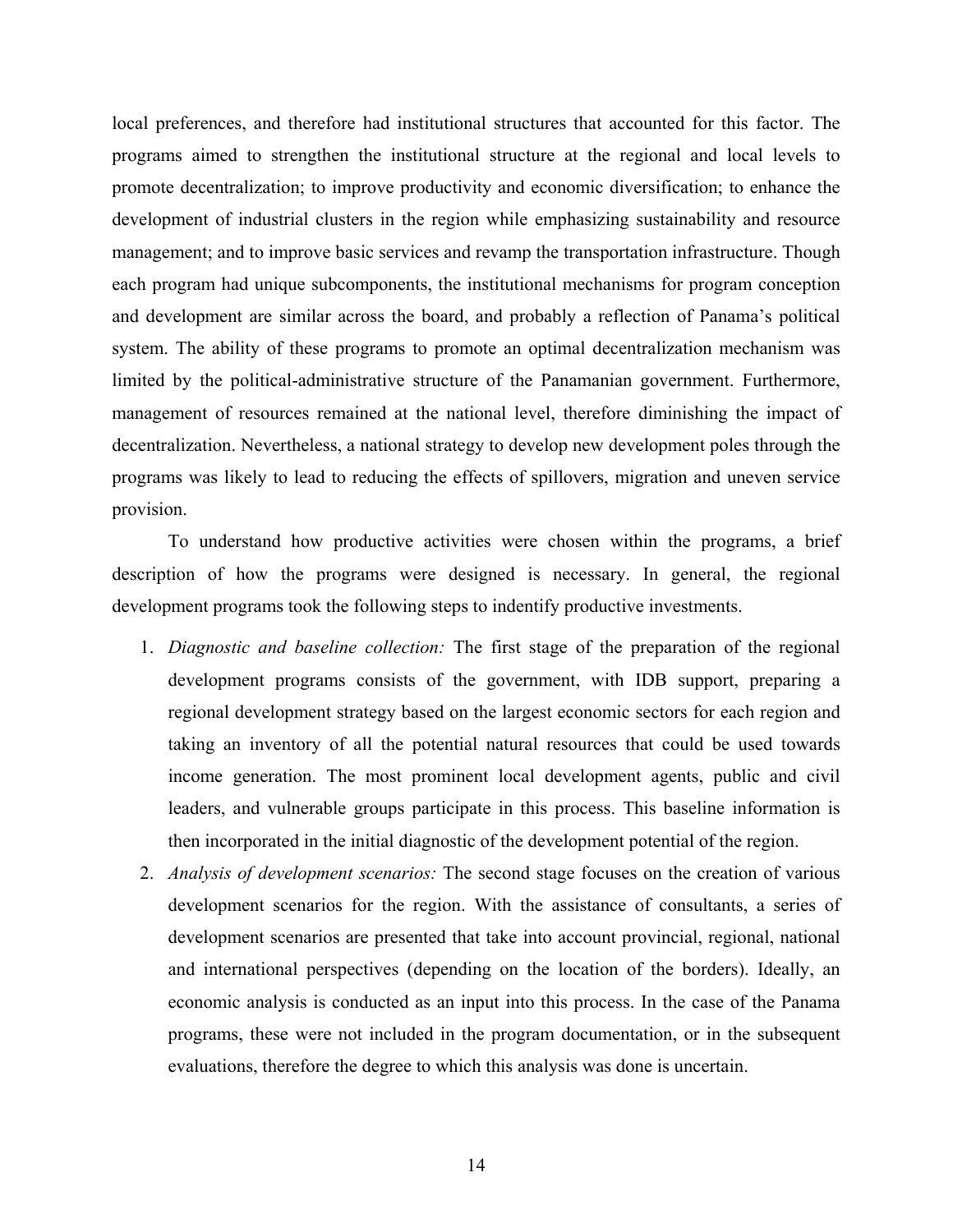local preferences, and therefore had institutional structures that accounted for this factor. The programs aimed to strengthen the institutional structure at the regional and local levels to promote decentralization; to improve productivity and economic diversification; to enhance the development of industrial clusters in the region while emphasizing sustainability and resource management; and to improve basic services and revamp the transportation infrastructure. Though each program had unique subcomponents, the institutional mechanisms for program conception and development are similar across the board, and probably a reflection of Panama's political system. The ability of these programs to promote an optimal decentralization mechanism was limited by the political-administrative structure of the Panamanian government. Furthermore, management of resources remained at the national level, therefore diminishing the impact of decentralization. Nevertheless, a national strategy to develop new development poles through the programs was likely to lead to reducing the effects of spillovers, migration and uneven service provision.

To understand how productive activities were chosen within the programs, a brief description of how the programs were designed is necessary. In general, the regional development programs took the following steps to indentify productive investments.

1. *Diagnostic and baseline collection:* The first stage of the preparation of the regional development programs consists of the government, with IDB support, preparing a regional development strategy based on the largest economic sectors for each region and taking an inventory of all the potential natural resources that could be used towards income generation. The most prominent local development agents, public and civil leaders, and vulnerable groups participate in this process. This baseline information is then incorporated in the initial diagnostic of the development potential of the region.
2. *Analysis of development scenarios:* The second stage focuses on the creation of various development scenarios for the region. With the assistance of consultants, a series of development scenarios are presented that take into account provincial, regional, national and international perspectives (depending on the location of the borders). Ideally, an economic analysis is conducted as an input into this process. In the case of the Panama programs, these were not included in the program documentation, or in the subsequent evaluations, therefore the degree to which this analysis was done is uncertain.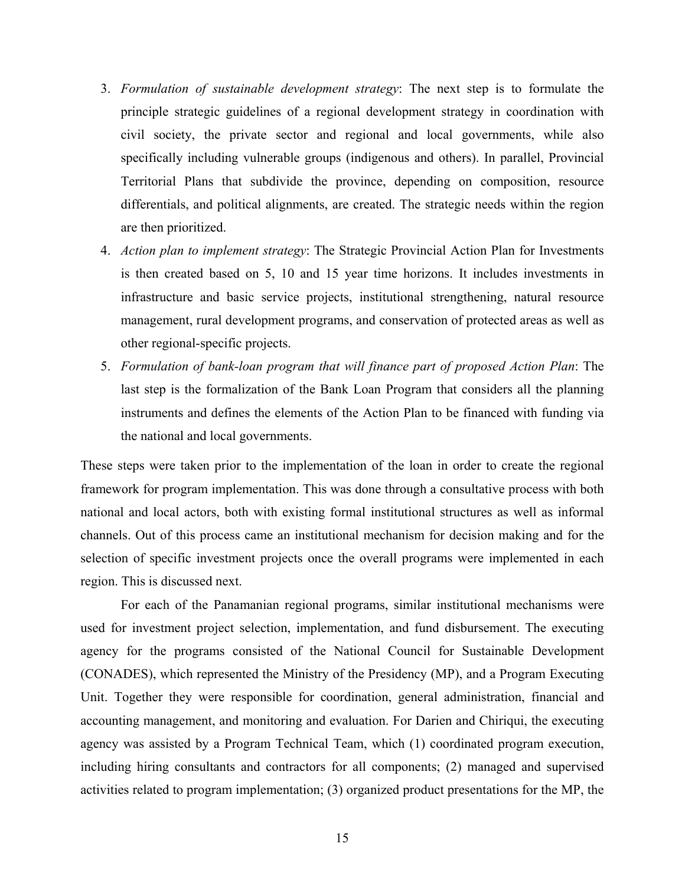3. *Formulation of sustainable development strategy*: The next step is to formulate the principle strategic guidelines of a regional development strategy in coordination with civil society, the private sector and regional and local governments, while also specifically including vulnerable groups (indigenous and others). In parallel, Provincial Territorial Plans that subdivide the province, depending on composition, resource differentials, and political alignments, are created. The strategic needs within the region are then prioritized.
4. *Action plan to implement strategy*: The Strategic Provincial Action Plan for Investments is then created based on 5, 10 and 15 year time horizons. It includes investments in infrastructure and basic service projects, institutional strengthening, natural resource management, rural development programs, and conservation of protected areas as well as other regional-specific projects.
5. *Formulation of bank-loan program that will finance part of proposed Action Plan*: The last step is the formalization of the Bank Loan Program that considers all the planning instruments and defines the elements of the Action Plan to be financed with funding via the national and local governments.

These steps were taken prior to the implementation of the loan in order to create the regional framework for program implementation. This was done through a consultative process with both national and local actors, both with existing formal institutional structures as well as informal channels. Out of this process came an institutional mechanism for decision making and for the selection of specific investment projects once the overall programs were implemented in each region. This is discussed next.

For each of the Panamanian regional programs, similar institutional mechanisms were used for investment project selection, implementation, and fund disbursement. The executing agency for the programs consisted of the National Council for Sustainable Development (CONADES), which represented the Ministry of the Presidency (MP), and a Program Executing Unit. Together they were responsible for coordination, general administration, financial and accounting management, and monitoring and evaluation. For Darien and Chiriqui, the executing agency was assisted by a Program Technical Team, which (1) coordinated program execution, including hiring consultants and contractors for all components; (2) managed and supervised activities related to program implementation; (3) organized product presentations for the MP, the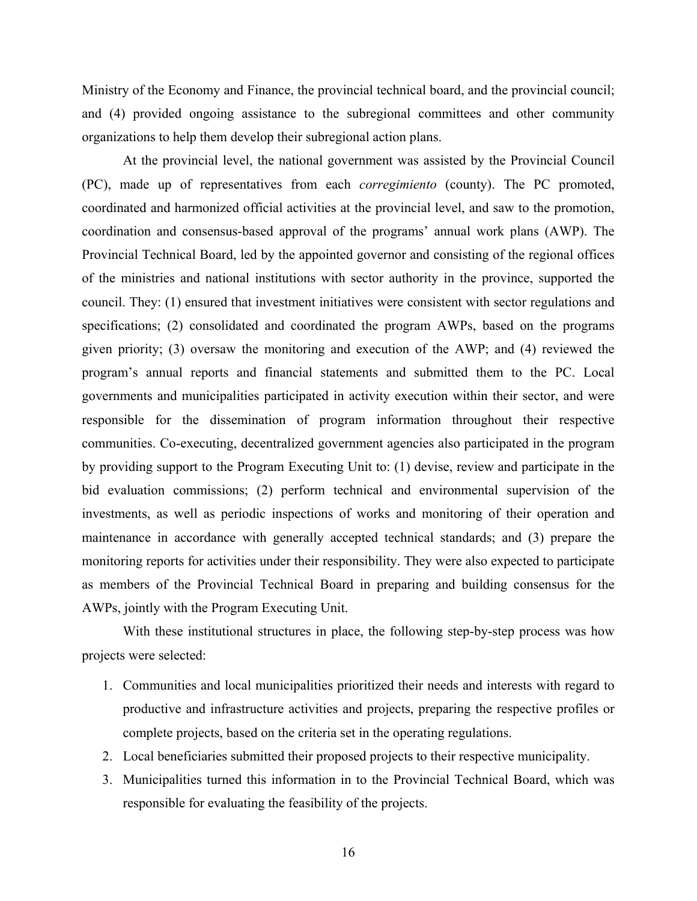Ministry of the Economy and Finance, the provincial technical board, and the provincial council; and (4) provided ongoing assistance to the subregional committees and other community organizations to help them develop their subregional action plans.

At the provincial level, the national government was assisted by the Provincial Council (PC), made up of representatives from each *corregimiento* (county). The PC promoted, coordinated and harmonized official activities at the provincial level, and saw to the promotion, coordination and consensus-based approval of the programs' annual work plans (AWP). The Provincial Technical Board, led by the appointed governor and consisting of the regional offices of the ministries and national institutions with sector authority in the province, supported the council. They: (1) ensured that investment initiatives were consistent with sector regulations and specifications; (2) consolidated and coordinated the program AWPs, based on the programs given priority; (3) oversaw the monitoring and execution of the AWP; and (4) reviewed the program's annual reports and financial statements and submitted them to the PC. Local governments and municipalities participated in activity execution within their sector, and were responsible for the dissemination of program information throughout their respective communities. Co-executing, decentralized government agencies also participated in the program by providing support to the Program Executing Unit to: (1) devise, review and participate in the bid evaluation commissions; (2) perform technical and environmental supervision of the investments, as well as periodic inspections of works and monitoring of their operation and maintenance in accordance with generally accepted technical standards; and (3) prepare the monitoring reports for activities under their responsibility. They were also expected to participate as members of the Provincial Technical Board in preparing and building consensus for the AWPs, jointly with the Program Executing Unit.

With these institutional structures in place, the following step-by-step process was how projects were selected:

1. Communities and local municipalities prioritized their needs and interests with regard to productive and infrastructure activities and projects, preparing the respective profiles or complete projects, based on the criteria set in the operating regulations.
2. Local beneficiaries submitted their proposed projects to their respective municipality.
3. Municipalities turned this information in to the Provincial Technical Board, which was responsible for evaluating the feasibility of the projects.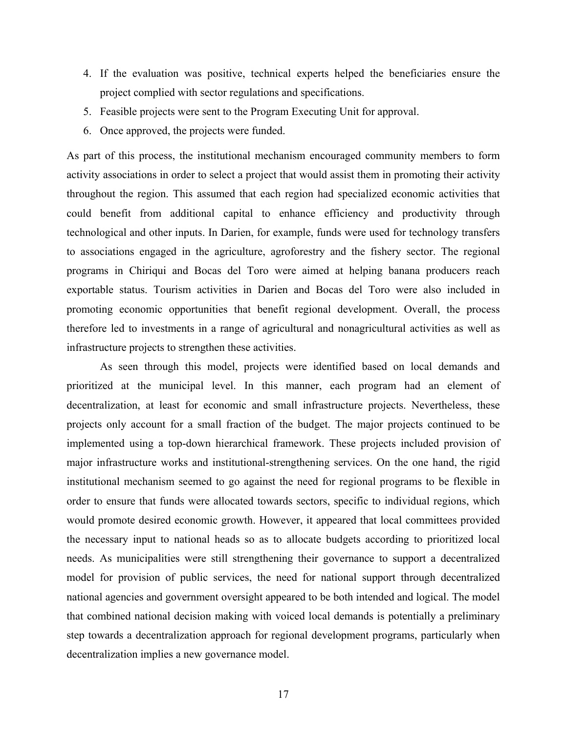4. If the evaluation was positive, technical experts helped the beneficiaries ensure the project complied with sector regulations and specifications.
5. Feasible projects were sent to the Program Executing Unit for approval.
6. Once approved, the projects were funded.

As part of this process, the institutional mechanism encouraged community members to form activity associations in order to select a project that would assist them in promoting their activity throughout the region. This assumed that each region had specialized economic activities that could benefit from additional capital to enhance efficiency and productivity through technological and other inputs. In Darien, for example, funds were used for technology transfers to associations engaged in the agriculture, agroforestry and the fishery sector. The regional programs in Chiriqui and Bocas del Toro were aimed at helping banana producers reach exportable status. Tourism activities in Darien and Bocas del Toro were also included in promoting economic opportunities that benefit regional development. Overall, the process therefore led to investments in a range of agricultural and nonagricultural activities as well as infrastructure projects to strengthen these activities.

As seen through this model, projects were identified based on local demands and prioritized at the municipal level. In this manner, each program had an element of decentralization, at least for economic and small infrastructure projects. Nevertheless, these projects only account for a small fraction of the budget. The major projects continued to be implemented using a top-down hierarchical framework. These projects included provision of major infrastructure works and institutional-strengthening services. On the one hand, the rigid institutional mechanism seemed to go against the need for regional programs to be flexible in order to ensure that funds were allocated towards sectors, specific to individual regions, which would promote desired economic growth. However, it appeared that local committees provided the necessary input to national heads so as to allocate budgets according to prioritized local needs. As municipalities were still strengthening their governance to support a decentralized model for provision of public services, the need for national support through decentralized national agencies and government oversight appeared to be both intended and logical. The model that combined national decision making with voiced local demands is potentially a preliminary step towards a decentralization approach for regional development programs, particularly when decentralization implies a new governance model.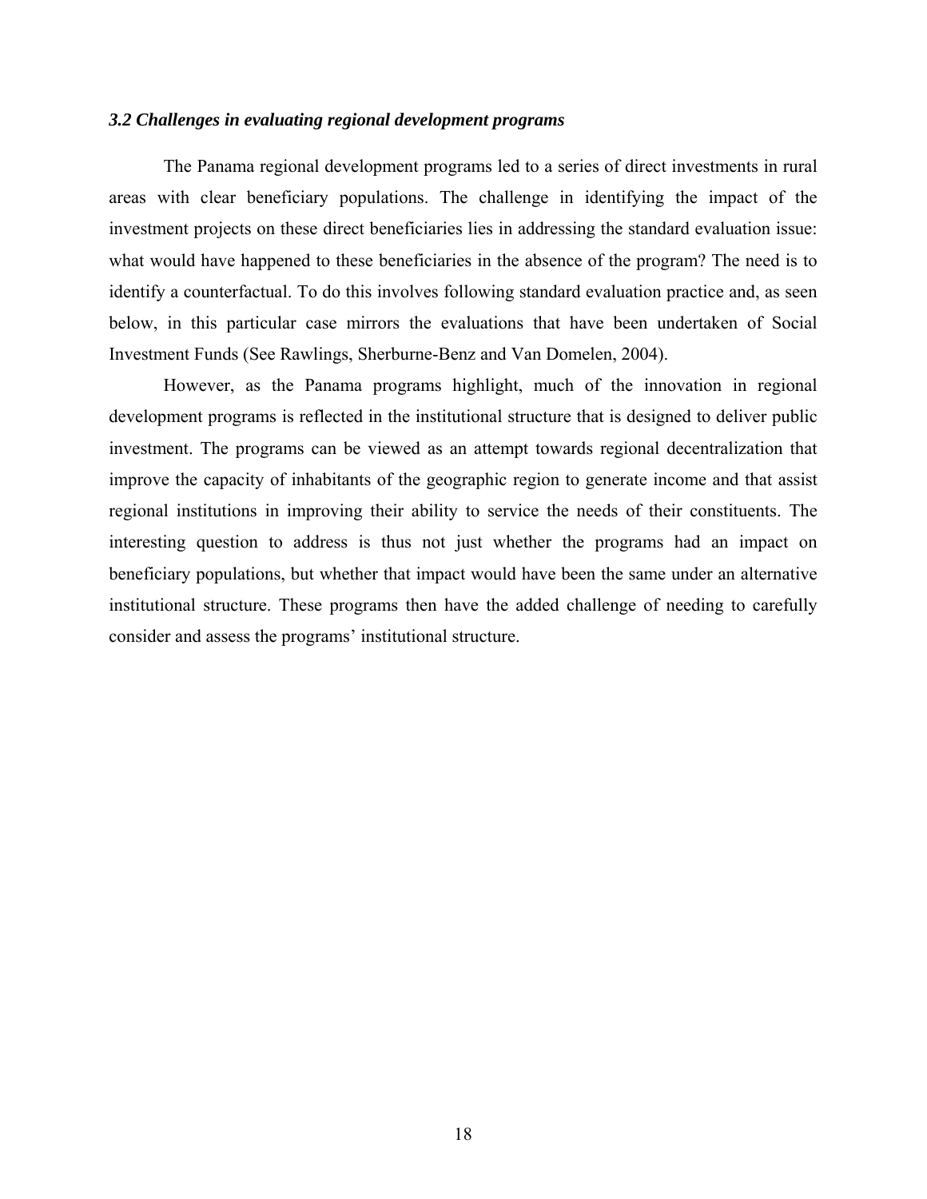### *3.2 Challenges in evaluating regional development programs*

The Panama regional development programs led to a series of direct investments in rural areas with clear beneficiary populations. The challenge in identifying the impact of the investment projects on these direct beneficiaries lies in addressing the standard evaluation issue: what would have happened to these beneficiaries in the absence of the program? The need is to identify a counterfactual. To do this involves following standard evaluation practice and, as seen below, in this particular case mirrors the evaluations that have been undertaken of Social Investment Funds (See Rawlings, Sherburne-Benz and Van Domelen, 2004).

However, as the Panama programs highlight, much of the innovation in regional development programs is reflected in the institutional structure that is designed to deliver public investment. The programs can be viewed as an attempt towards regional decentralization that improve the capacity of inhabitants of the geographic region to generate income and that assist regional institutions in improving their ability to service the needs of their constituents. The interesting question to address is thus not just whether the programs had an impact on beneficiary populations, but whether that impact would have been the same under an alternative institutional structure. These programs then have the added challenge of needing to carefully consider and assess the programs' institutional structure.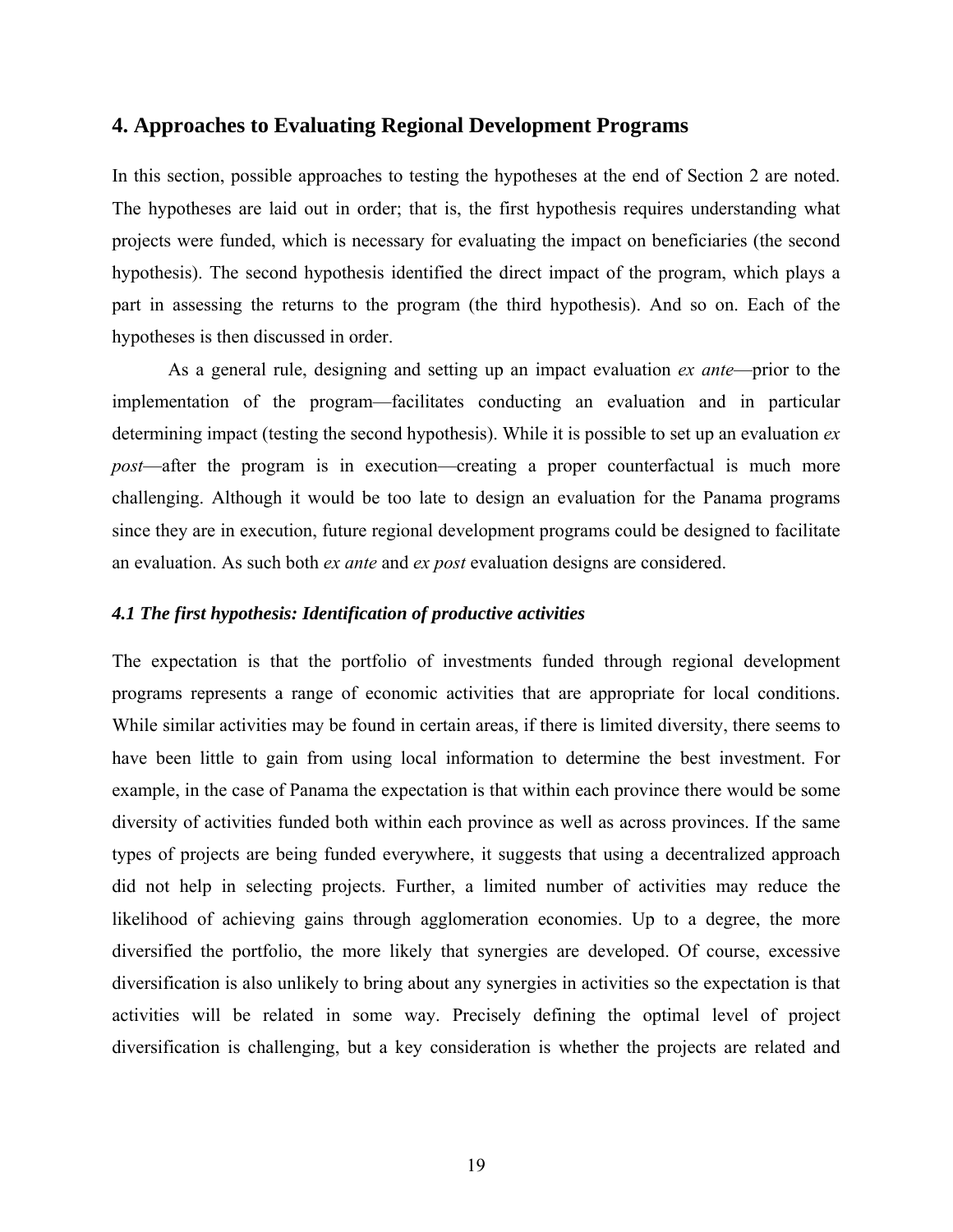## 4. Approaches to Evaluating Regional Development Programs

In this section, possible approaches to testing the hypotheses at the end of Section 2 are noted. The hypotheses are laid out in order; that is, the first hypothesis requires understanding what projects were funded, which is necessary for evaluating the impact on beneficiaries (the second hypothesis). The second hypothesis identified the direct impact of the program, which plays a part in assessing the returns to the program (the third hypothesis). And so on. Each of the hypotheses is then discussed in order.

As a general rule, designing and setting up an impact evaluation *ex ante*—prior to the implementation of the program—facilitates conducting an evaluation and in particular determining impact (testing the second hypothesis). While it is possible to set up an evaluation *ex post*—after the program is in execution—creating a proper counterfactual is much more challenging. Although it would be too late to design an evaluation for the Panama programs since they are in execution, future regional development programs could be designed to facilitate an evaluation. As such both *ex ante* and *ex post* evaluation designs are considered.

### *4.1 The first hypothesis: Identification of productive activities*

The expectation is that the portfolio of investments funded through regional development programs represents a range of economic activities that are appropriate for local conditions. While similar activities may be found in certain areas, if there is limited diversity, there seems to have been little to gain from using local information to determine the best investment. For example, in the case of Panama the expectation is that within each province there would be some diversity of activities funded both within each province as well as across provinces. If the same types of projects are being funded everywhere, it suggests that using a decentralized approach did not help in selecting projects. Further, a limited number of activities may reduce the likelihood of achieving gains through agglomeration economies. Up to a degree, the more diversified the portfolio, the more likely that synergies are developed. Of course, excessive diversification is also unlikely to bring about any synergies in activities so the expectation is that activities will be related in some way. Precisely defining the optimal level of project diversification is challenging, but a key consideration is whether the projects are related and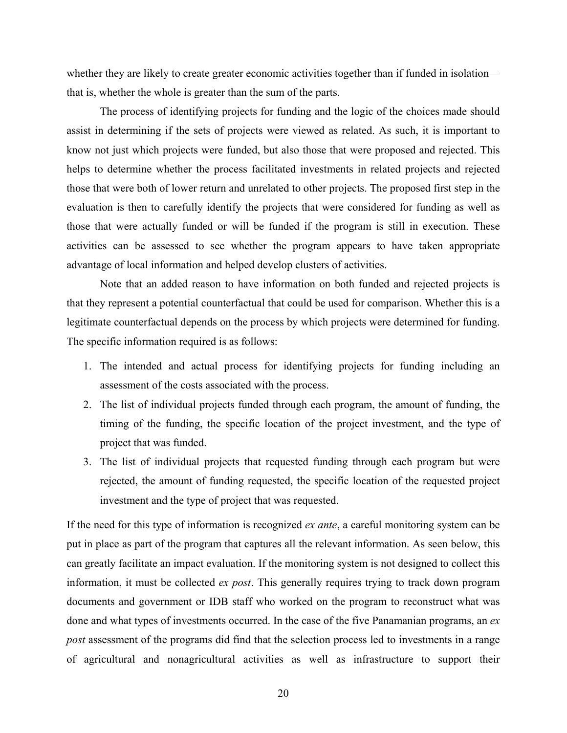whether they are likely to create greater economic activities together than if funded in isolation—that is, whether the whole is greater than the sum of the parts.

The process of identifying projects for funding and the logic of the choices made should assist in determining if the sets of projects were viewed as related. As such, it is important to know not just which projects were funded, but also those that were proposed and rejected. This helps to determine whether the process facilitated investments in related projects and rejected those that were both of lower return and unrelated to other projects. The proposed first step in the evaluation is then to carefully identify the projects that were considered for funding as well as those that were actually funded or will be funded if the program is still in execution. These activities can be assessed to see whether the program appears to have taken appropriate advantage of local information and helped develop clusters of activities.

Note that an added reason to have information on both funded and rejected projects is that they represent a potential counterfactual that could be used for comparison. Whether this is a legitimate counterfactual depends on the process by which projects were determined for funding. The specific information required is as follows:

1. The intended and actual process for identifying projects for funding including an assessment of the costs associated with the process.
2. The list of individual projects funded through each program, the amount of funding, the timing of the funding, the specific location of the project investment, and the type of project that was funded.
3. The list of individual projects that requested funding through each program but were rejected, the amount of funding requested, the specific location of the requested project investment and the type of project that was requested.

If the need for this type of information is recognized *ex ante*, a careful monitoring system can be put in place as part of the program that captures all the relevant information. As seen below, this can greatly facilitate an impact evaluation. If the monitoring system is not designed to collect this information, it must be collected *ex post*. This generally requires trying to track down program documents and government or IDB staff who worked on the program to reconstruct what was done and what types of investments occurred. In the case of the five Panamanian programs, an *ex post* assessment of the programs did find that the selection process led to investments in a range of agricultural and nonagricultural activities as well as infrastructure to support their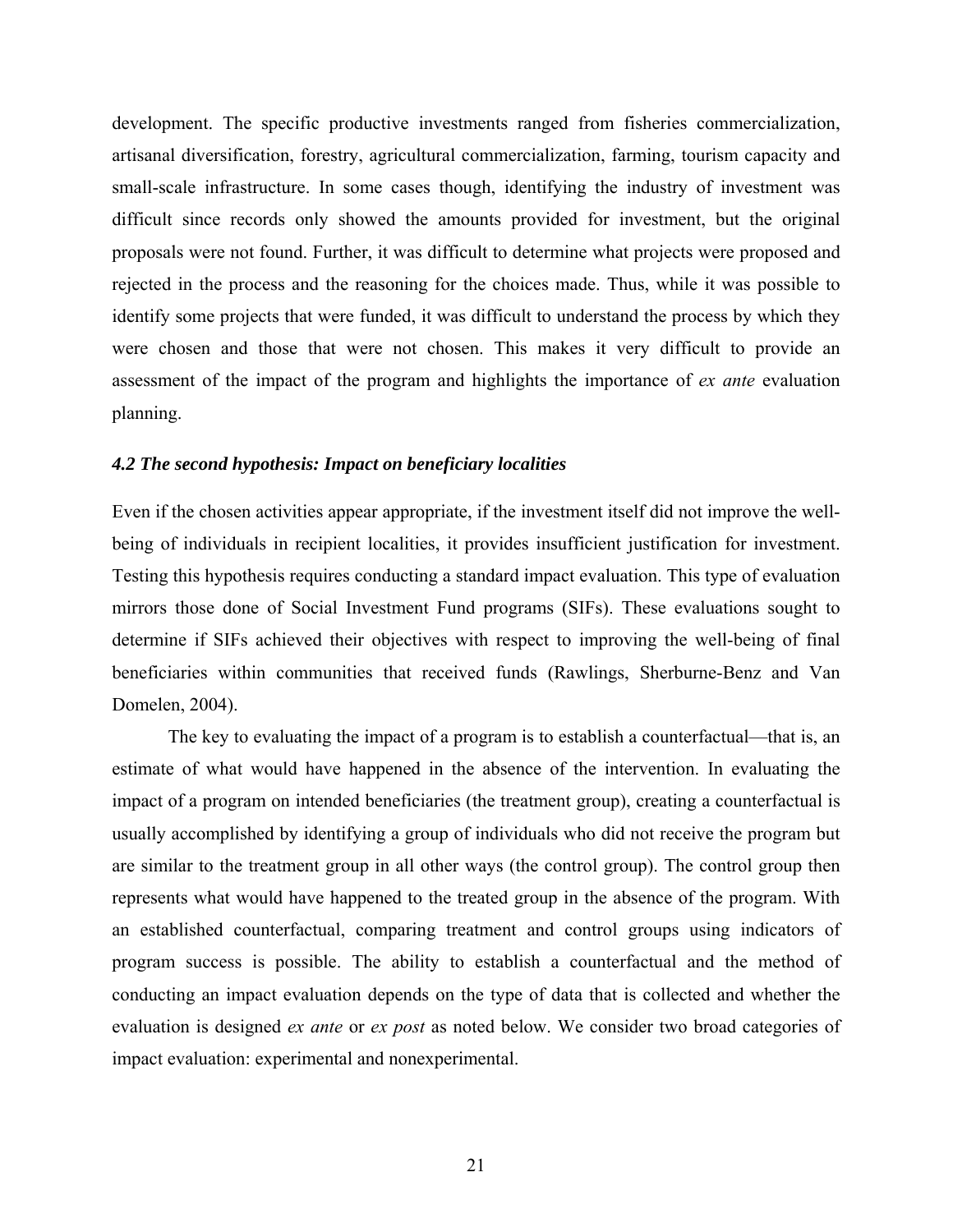development. The specific productive investments ranged from fisheries commercialization, artisanal diversification, forestry, agricultural commercialization, farming, tourism capacity and small-scale infrastructure. In some cases though, identifying the industry of investment was difficult since records only showed the amounts provided for investment, but the original proposals were not found. Further, it was difficult to determine what projects were proposed and rejected in the process and the reasoning for the choices made. Thus, while it was possible to identify some projects that were funded, it was difficult to understand the process by which they were chosen and those that were not chosen. This makes it very difficult to provide an assessment of the impact of the program and highlights the importance of *ex ante* evaluation planning.

### *4.2 The second hypothesis: Impact on beneficiary localities*

Even if the chosen activities appear appropriate, if the investment itself did not improve the well-being of individuals in recipient localities, it provides insufficient justification for investment. Testing this hypothesis requires conducting a standard impact evaluation. This type of evaluation mirrors those done of Social Investment Fund programs (SIFs). These evaluations sought to determine if SIFs achieved their objectives with respect to improving the well-being of final beneficiaries within communities that received funds (Rawlings, Sherburne-Benz and Van Domelen, 2004).

The key to evaluating the impact of a program is to establish a counterfactual—that is, an estimate of what would have happened in the absence of the intervention. In evaluating the impact of a program on intended beneficiaries (the treatment group), creating a counterfactual is usually accomplished by identifying a group of individuals who did not receive the program but are similar to the treatment group in all other ways (the control group). The control group then represents what would have happened to the treated group in the absence of the program. With an established counterfactual, comparing treatment and control groups using indicators of program success is possible. The ability to establish a counterfactual and the method of conducting an impact evaluation depends on the type of data that is collected and whether the evaluation is designed *ex ante* or *ex post* as noted below. We consider two broad categories of impact evaluation: experimental and nonexperimental.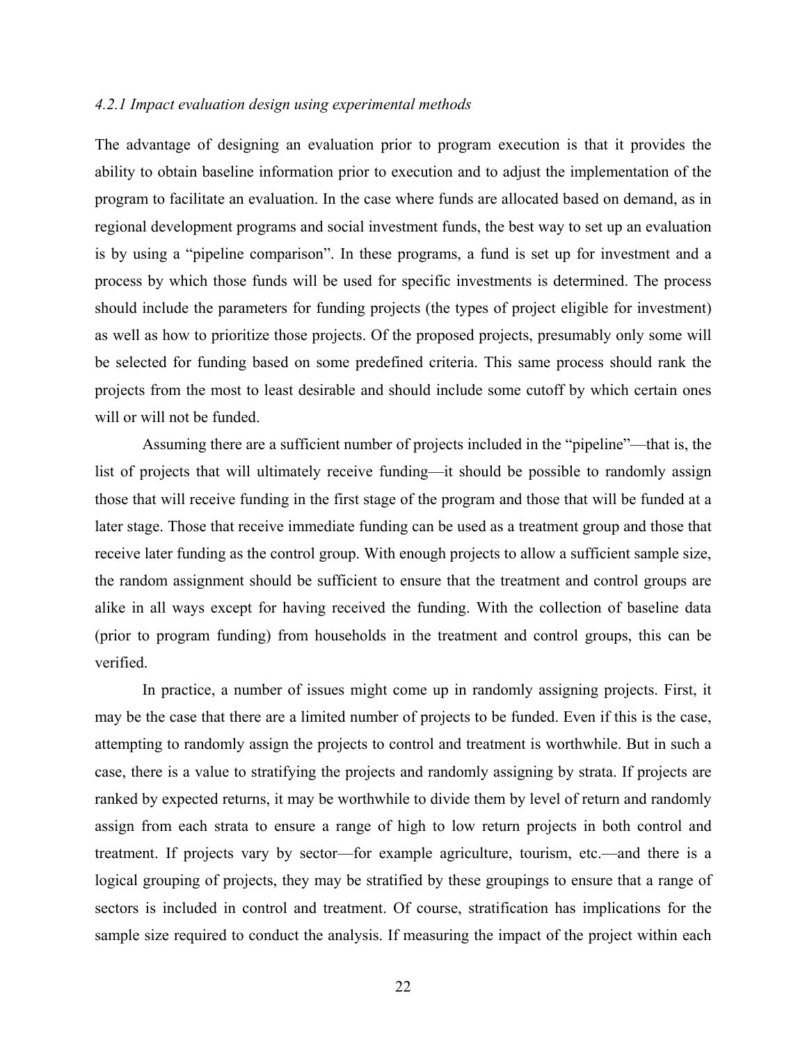*4.2.1 Impact evaluation design using experimental methods*

The advantage of designing an evaluation prior to program execution is that it provides the ability to obtain baseline information prior to execution and to adjust the implementation of the program to facilitate an evaluation. In the case where funds are allocated based on demand, as in regional development programs and social investment funds, the best way to set up an evaluation is by using a "pipeline comparison". In these programs, a fund is set up for investment and a process by which those funds will be used for specific investments is determined. The process should include the parameters for funding projects (the types of project eligible for investment) as well as how to prioritize those projects. Of the proposed projects, presumably only some will be selected for funding based on some predefined criteria. This same process should rank the projects from the most to least desirable and should include some cutoff by which certain ones will or will not be funded.

Assuming there are a sufficient number of projects included in the "pipeline"—that is, the list of projects that will ultimately receive funding—it should be possible to randomly assign those that will receive funding in the first stage of the program and those that will be funded at a later stage. Those that receive immediate funding can be used as a treatment group and those that receive later funding as the control group. With enough projects to allow a sufficient sample size, the random assignment should be sufficient to ensure that the treatment and control groups are alike in all ways except for having received the funding. With the collection of baseline data (prior to program funding) from households in the treatment and control groups, this can be verified.

In practice, a number of issues might come up in randomly assigning projects. First, it may be the case that there are a limited number of projects to be funded. Even if this is the case, attempting to randomly assign the projects to control and treatment is worthwhile. But in such a case, there is a value to stratifying the projects and randomly assigning by strata. If projects are ranked by expected returns, it may be worthwhile to divide them by level of return and randomly assign from each strata to ensure a range of high to low return projects in both control and treatment. If projects vary by sector—for example agriculture, tourism, etc.—and there is a logical grouping of projects, they may be stratified by these groupings to ensure that a range of sectors is included in control and treatment. Of course, stratification has implications for the sample size required to conduct the analysis. If measuring the impact of the project within each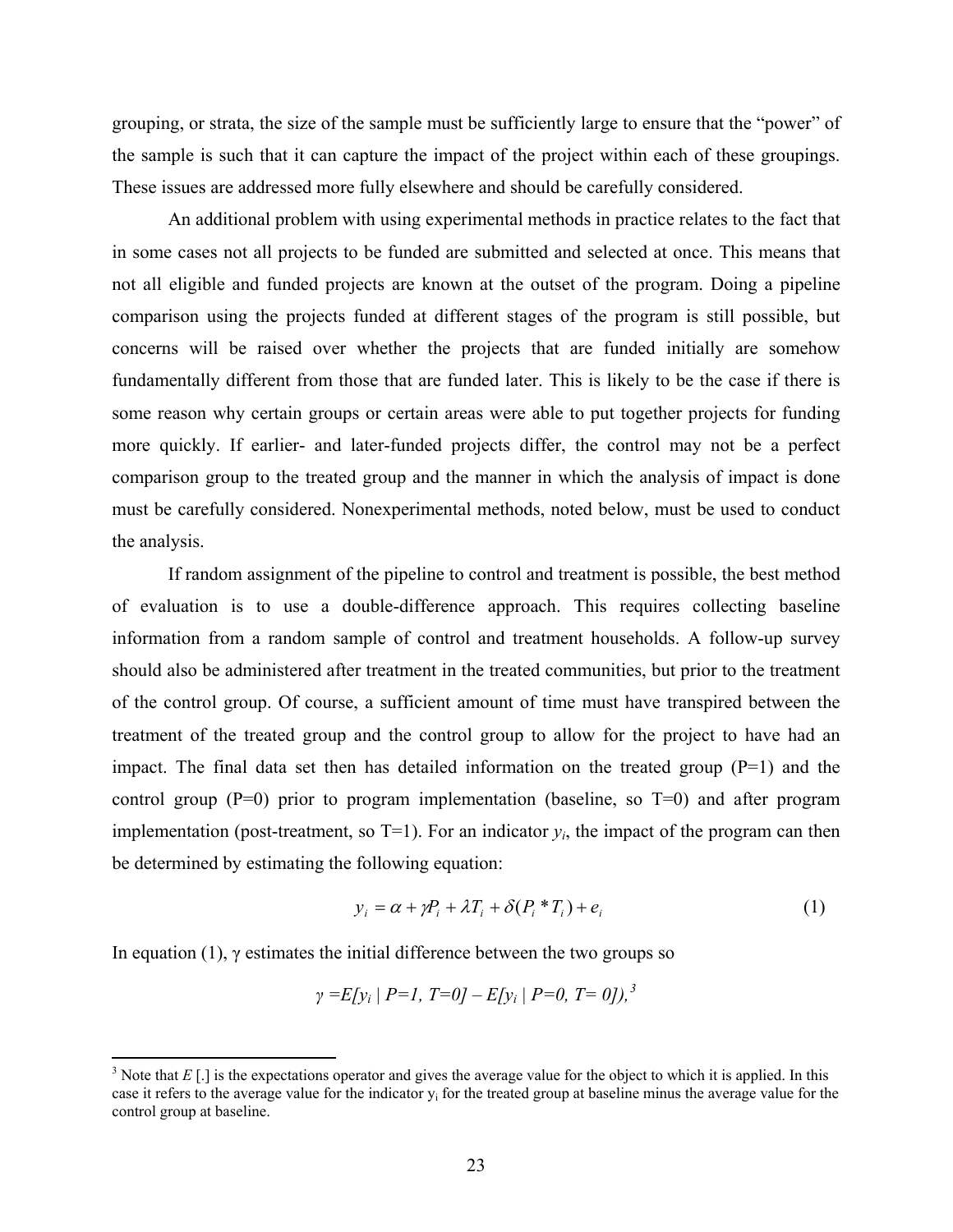grouping, or strata, the size of the sample must be sufficiently large to ensure that the "power" of the sample is such that it can capture the impact of the project within each of these groupings. These issues are addressed more fully elsewhere and should be carefully considered.

An additional problem with using experimental methods in practice relates to the fact that in some cases not all projects to be funded are submitted and selected at once. This means that not all eligible and funded projects are known at the outset of the program. Doing a pipeline comparison using the projects funded at different stages of the program is still possible, but concerns will be raised over whether the projects that are funded initially are somehow fundamentally different from those that are funded later. This is likely to be the case if there is some reason why certain groups or certain areas were able to put together projects for funding more quickly. If earlier- and later-funded projects differ, the control may not be a perfect comparison group to the treated group and the manner in which the analysis of impact is done must be carefully considered. Nonexperimental methods, noted below, must be used to conduct the analysis.

If random assignment of the pipeline to control and treatment is possible, the best method of evaluation is to use a double-difference approach. This requires collecting baseline information from a random sample of control and treatment households. A follow-up survey should also be administered after treatment in the treated communities, but prior to the treatment of the control group. Of course, a sufficient amount of time must have transpired between the treatment of the treated group and the control group to allow for the project to have had an impact. The final data set then has detailed information on the treated group (P=1) and the control group (P=0) prior to program implementation (baseline, so T=0) and after program implementation (post-treatment, so T=1). For an indicator $y_i$, the impact of the program can then be determined by estimating the following equation:

$$y_i = \alpha + \gamma P_i + \lambda T_i + \delta(P_i * T_i) + e_i \qquad (1)$$

In equation (1), γ estimates the initial difference between the two groups so

$$\gamma = E[y_i \mid P=1, T=0] - E[y_i \mid P=0, T=0]),$$ [3]

[3] Note that *E* [.] is the expectations operator and gives the average value for the object to which it is applied. In this case it refers to the average value for the indicator $y_i$ for the treated group at baseline minus the average value for the control group at baseline.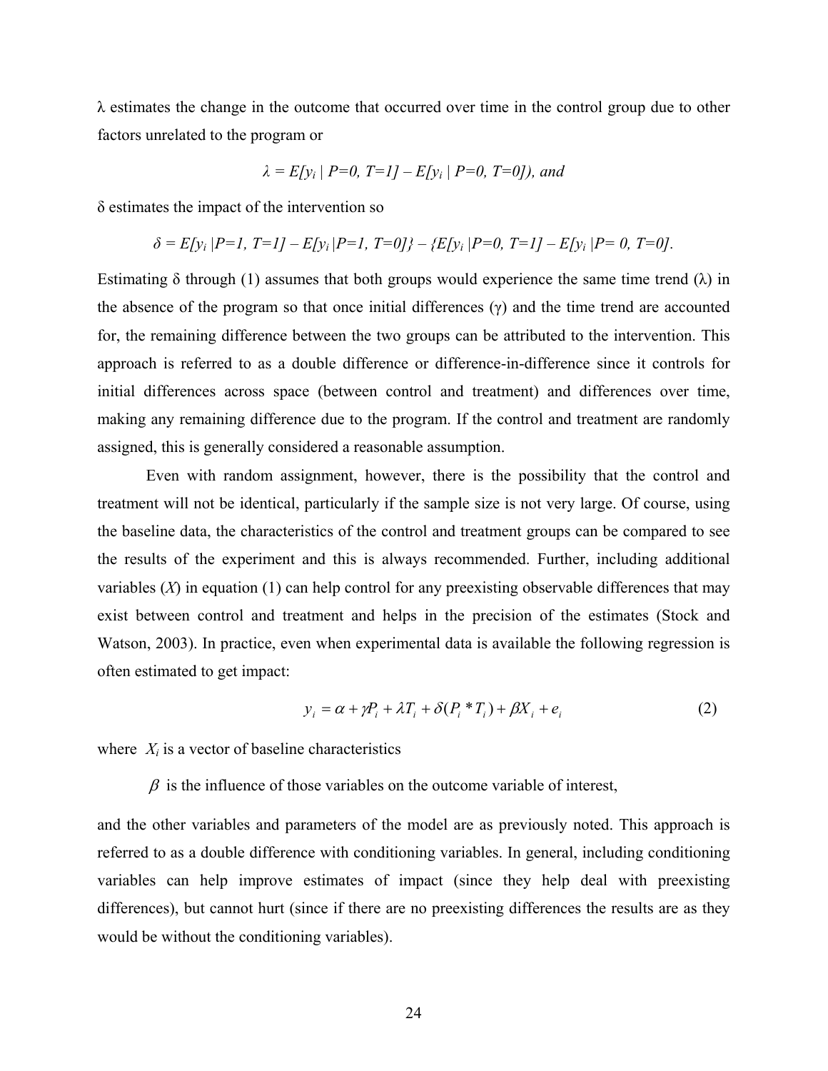$\lambda$ estimates the change in the outcome that occurred over time in the control group due to other factors unrelated to the program or

$$\lambda = E[y_i \mid P=0, T=1] - E[y_i \mid P=0, T=0]), \text{ and}$$

$\delta$ estimates the impact of the intervention so

$$\delta = E[y_i \mid P=1, T=1] - E[y_i \mid P=1, T=0]\} - \{E[y_i \mid P=0, T=1] - E[y_i \mid P= 0, T=0].$$

Estimating $\delta$ through (1) assumes that both groups would experience the same time trend ($\lambda$) in the absence of the program so that once initial differences ($\gamma$) and the time trend are accounted for, the remaining difference between the two groups can be attributed to the intervention. This approach is referred to as a double difference or difference-in-difference since it controls for initial differences across space (between control and treatment) and differences over time, making any remaining difference due to the program. If the control and treatment are randomly assigned, this is generally considered a reasonable assumption.

Even with random assignment, however, there is the possibility that the control and treatment will not be identical, particularly if the sample size is not very large. Of course, using the baseline data, the characteristics of the control and treatment groups can be compared to see the results of the experiment and this is always recommended. Further, including additional variables ($X$) in equation (1) can help control for any preexisting observable differences that may exist between control and treatment and helps in the precision of the estimates (Stock and Watson, 2003). In practice, even when experimental data is available the following regression is often estimated to get impact:

$$y_i = \alpha + \gamma P_i + \lambda T_i + \delta(P_i * T_i) + \beta X_i + e_i \tag{2}$$

where $X_i$ is a vector of baseline characteristics

$\beta$ is the influence of those variables on the outcome variable of interest,

and the other variables and parameters of the model are as previously noted. This approach is referred to as a double difference with conditioning variables. In general, including conditioning variables can help improve estimates of impact (since they help deal with preexisting differences), but cannot hurt (since if there are no preexisting differences the results are as they would be without the conditioning variables).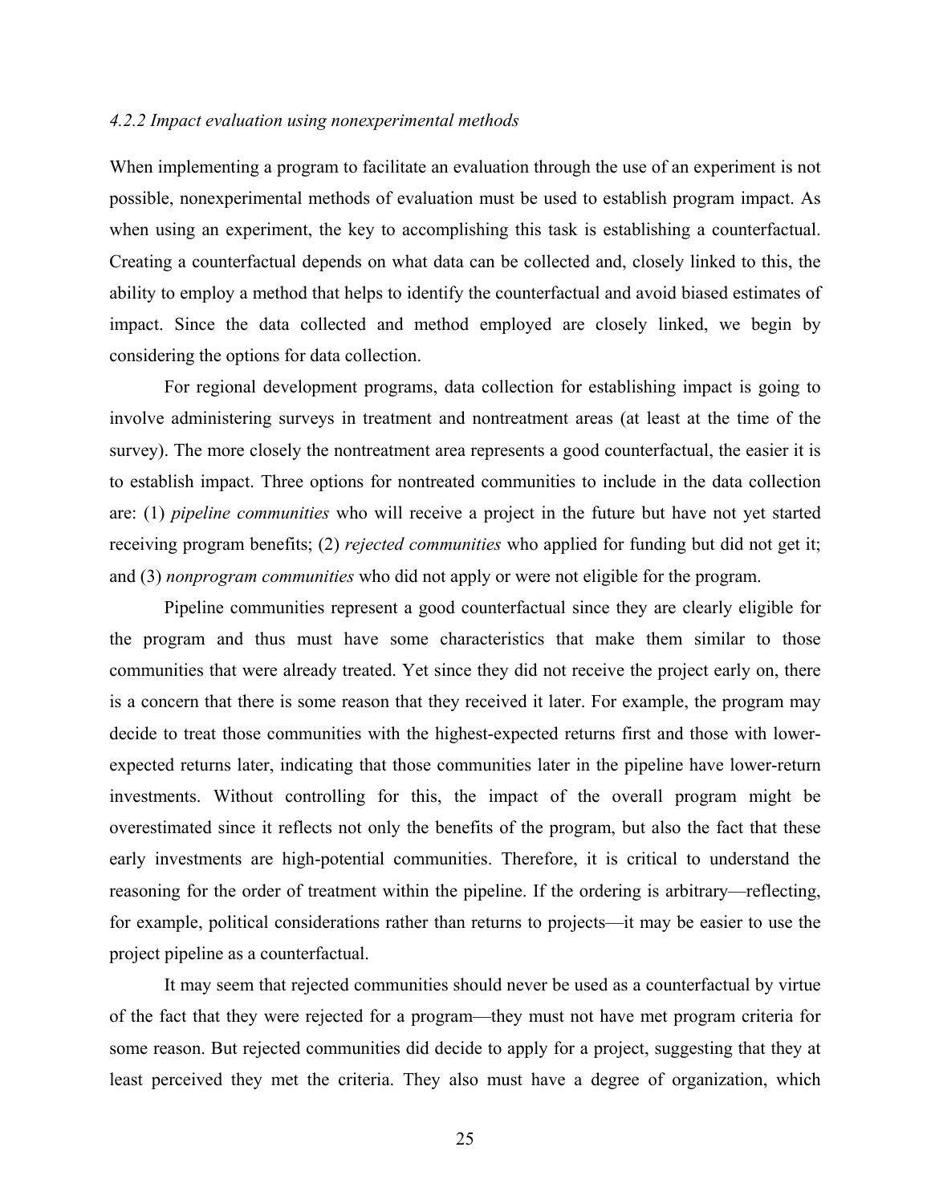### *4.2.2 Impact evaluation using nonexperimental methods*

When implementing a program to facilitate an evaluation through the use of an experiment is not possible, nonexperimental methods of evaluation must be used to establish program impact. As when using an experiment, the key to accomplishing this task is establishing a counterfactual. Creating a counterfactual depends on what data can be collected and, closely linked to this, the ability to employ a method that helps to identify the counterfactual and avoid biased estimates of impact. Since the data collected and method employed are closely linked, we begin by considering the options for data collection.

For regional development programs, data collection for establishing impact is going to involve administering surveys in treatment and nontreatment areas (at least at the time of the survey). The more closely the nontreatment area represents a good counterfactual, the easier it is to establish impact. Three options for nontreated communities to include in the data collection are: (1) *pipeline communities* who will receive a project in the future but have not yet started receiving program benefits; (2) *rejected communities* who applied for funding but did not get it; and (3) *nonprogram communities* who did not apply or were not eligible for the program.

Pipeline communities represent a good counterfactual since they are clearly eligible for the program and thus must have some characteristics that make them similar to those communities that were already treated. Yet since they did not receive the project early on, there is a concern that there is some reason that they received it later. For example, the program may decide to treat those communities with the highest-expected returns first and those with lower-expected returns later, indicating that those communities later in the pipeline have lower-return investments. Without controlling for this, the impact of the overall program might be overestimated since it reflects not only the benefits of the program, but also the fact that these early investments are high-potential communities. Therefore, it is critical to understand the reasoning for the order of treatment within the pipeline. If the ordering is arbitrary—reflecting, for example, political considerations rather than returns to projects—it may be easier to use the project pipeline as a counterfactual.

It may seem that rejected communities should never be used as a counterfactual by virtue of the fact that they were rejected for a program—they must not have met program criteria for some reason. But rejected communities did decide to apply for a project, suggesting that they at least perceived they met the criteria. They also must have a degree of organization, which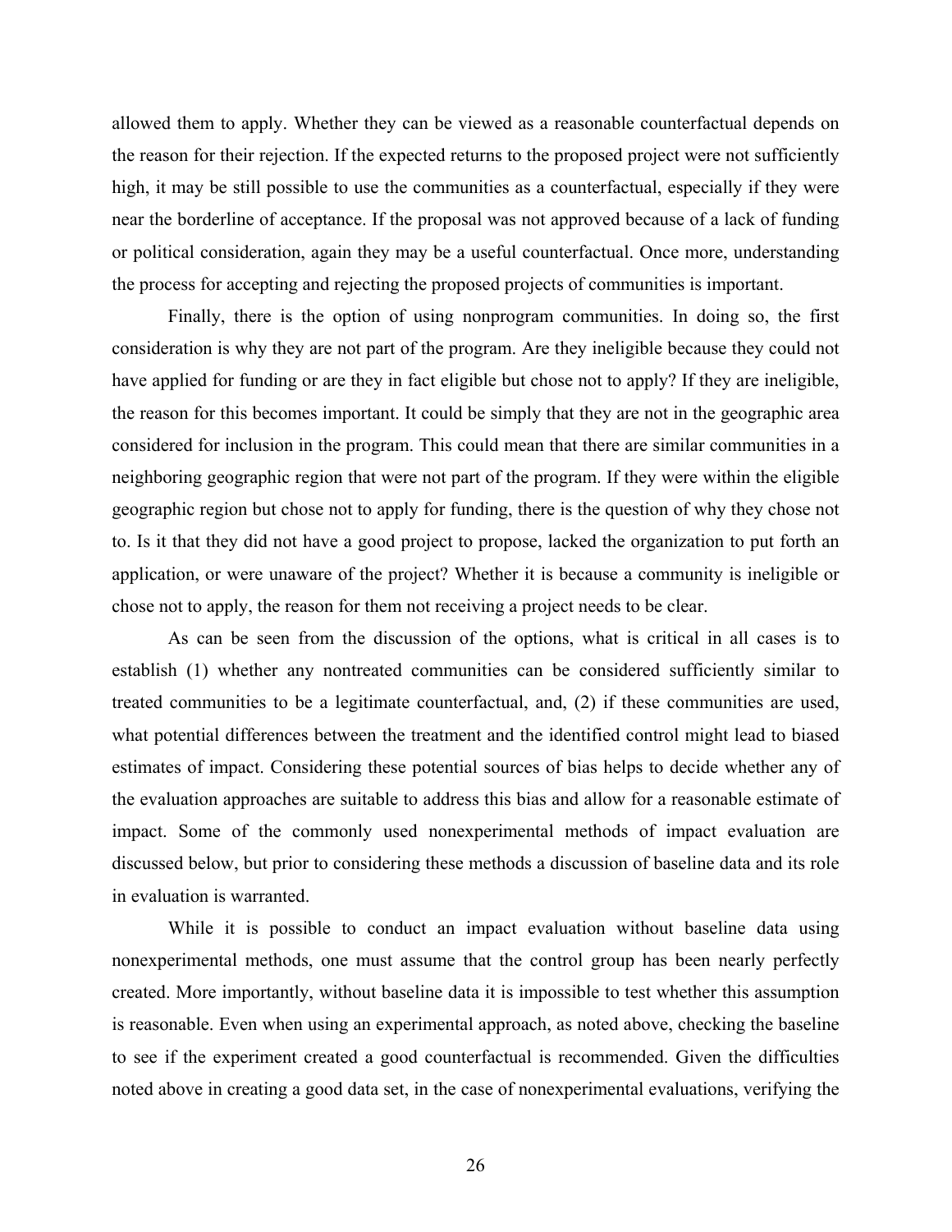allowed them to apply. Whether they can be viewed as a reasonable counterfactual depends on the reason for their rejection. If the expected returns to the proposed project were not sufficiently high, it may be still possible to use the communities as a counterfactual, especially if they were near the borderline of acceptance. If the proposal was not approved because of a lack of funding or political consideration, again they may be a useful counterfactual. Once more, understanding the process for accepting and rejecting the proposed projects of communities is important.

Finally, there is the option of using nonprogram communities. In doing so, the first consideration is why they are not part of the program. Are they ineligible because they could not have applied for funding or are they in fact eligible but chose not to apply? If they are ineligible, the reason for this becomes important. It could be simply that they are not in the geographic area considered for inclusion in the program. This could mean that there are similar communities in a neighboring geographic region that were not part of the program. If they were within the eligible geographic region but chose not to apply for funding, there is the question of why they chose not to. Is it that they did not have a good project to propose, lacked the organization to put forth an application, or were unaware of the project? Whether it is because a community is ineligible or chose not to apply, the reason for them not receiving a project needs to be clear.

As can be seen from the discussion of the options, what is critical in all cases is to establish (1) whether any nontreated communities can be considered sufficiently similar to treated communities to be a legitimate counterfactual, and, (2) if these communities are used, what potential differences between the treatment and the identified control might lead to biased estimates of impact. Considering these potential sources of bias helps to decide whether any of the evaluation approaches are suitable to address this bias and allow for a reasonable estimate of impact. Some of the commonly used nonexperimental methods of impact evaluation are discussed below, but prior to considering these methods a discussion of baseline data and its role in evaluation is warranted.

While it is possible to conduct an impact evaluation without baseline data using nonexperimental methods, one must assume that the control group has been nearly perfectly created. More importantly, without baseline data it is impossible to test whether this assumption is reasonable. Even when using an experimental approach, as noted above, checking the baseline to see if the experiment created a good counterfactual is recommended. Given the difficulties noted above in creating a good data set, in the case of nonexperimental evaluations, verifying the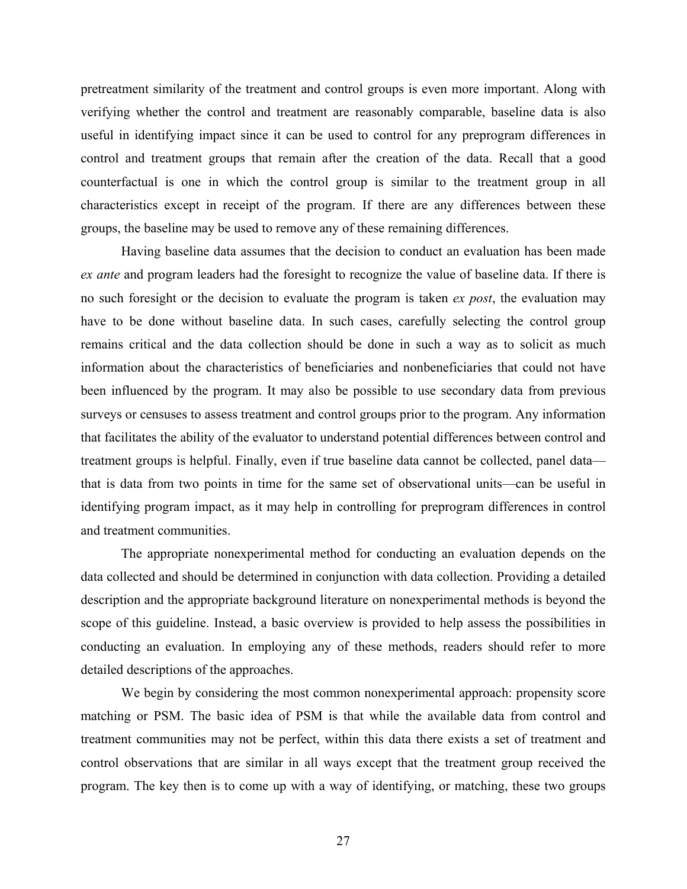pretreatment similarity of the treatment and control groups is even more important. Along with verifying whether the control and treatment are reasonably comparable, baseline data is also useful in identifying impact since it can be used to control for any preprogram differences in control and treatment groups that remain after the creation of the data. Recall that a good counterfactual is one in which the control group is similar to the treatment group in all characteristics except in receipt of the program. If there are any differences between these groups, the baseline may be used to remove any of these remaining differences.

Having baseline data assumes that the decision to conduct an evaluation has been made *ex ante* and program leaders had the foresight to recognize the value of baseline data. If there is no such foresight or the decision to evaluate the program is taken *ex post*, the evaluation may have to be done without baseline data. In such cases, carefully selecting the control group remains critical and the data collection should be done in such a way as to solicit as much information about the characteristics of beneficiaries and nonbeneficiaries that could not have been influenced by the program. It may also be possible to use secondary data from previous surveys or censuses to assess treatment and control groups prior to the program. Any information that facilitates the ability of the evaluator to understand potential differences between control and treatment groups is helpful. Finally, even if true baseline data cannot be collected, panel data—that is data from two points in time for the same set of observational units—can be useful in identifying program impact, as it may help in controlling for preprogram differences in control and treatment communities.

The appropriate nonexperimental method for conducting an evaluation depends on the data collected and should be determined in conjunction with data collection. Providing a detailed description and the appropriate background literature on nonexperimental methods is beyond the scope of this guideline. Instead, a basic overview is provided to help assess the possibilities in conducting an evaluation. In employing any of these methods, readers should refer to more detailed descriptions of the approaches.

We begin by considering the most common nonexperimental approach: propensity score matching or PSM. The basic idea of PSM is that while the available data from control and treatment communities may not be perfect, within this data there exists a set of treatment and control observations that are similar in all ways except that the treatment group received the program. The key then is to come up with a way of identifying, or matching, these two groups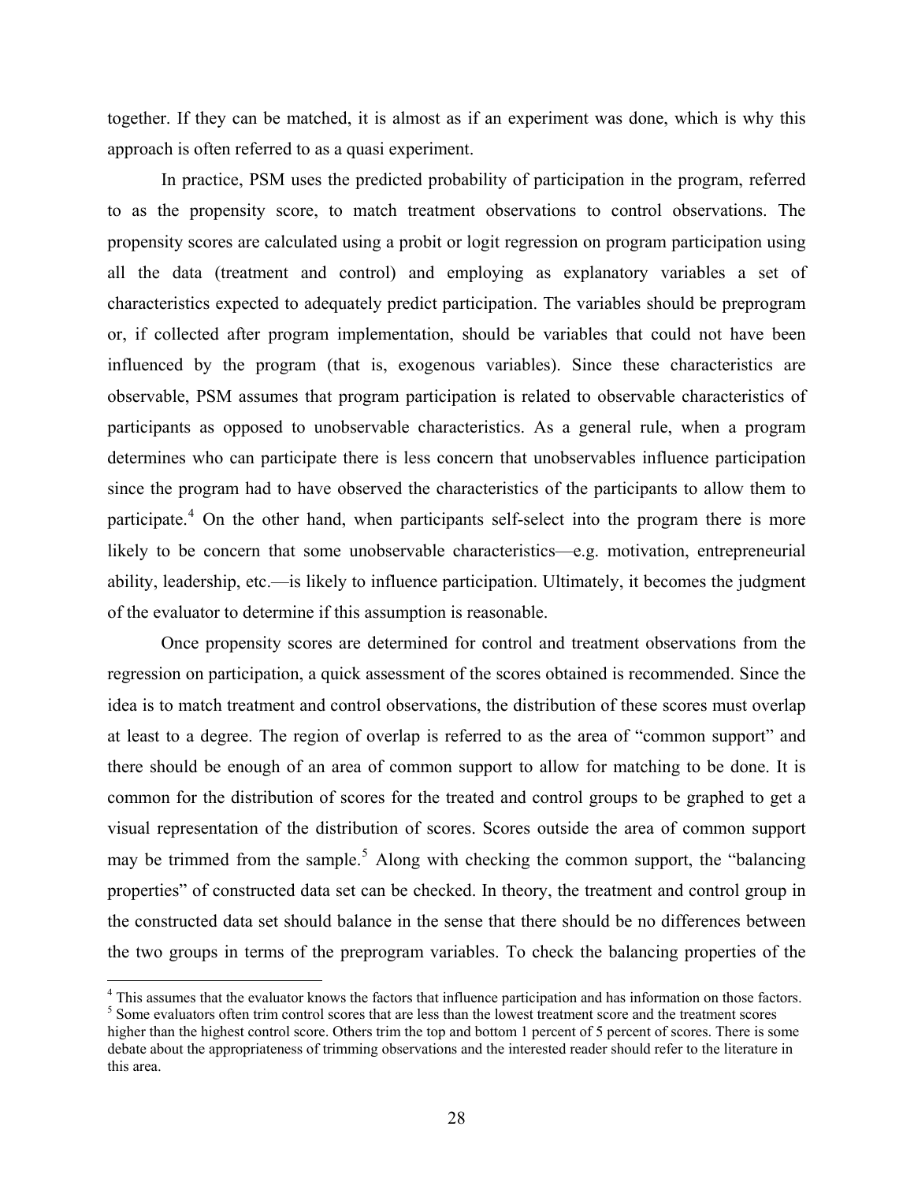together. If they can be matched, it is almost as if an experiment was done, which is why this approach is often referred to as a quasi experiment.

In practice, PSM uses the predicted probability of participation in the program, referred to as the propensity score, to match treatment observations to control observations. The propensity scores are calculated using a probit or logit regression on program participation using all the data (treatment and control) and employing as explanatory variables a set of characteristics expected to adequately predict participation. The variables should be preprogram or, if collected after program implementation, should be variables that could not have been influenced by the program (that is, exogenous variables). Since these characteristics are observable, PSM assumes that program participation is related to observable characteristics of participants as opposed to unobservable characteristics. As a general rule, when a program determines who can participate there is less concern that unobservables influence participation since the program had to have observed the characteristics of the participants to allow them to participate.[4] On the other hand, when participants self-select into the program there is more likely to be concern that some unobservable characteristics—e.g. motivation, entrepreneurial ability, leadership, etc.—is likely to influence participation. Ultimately, it becomes the judgment of the evaluator to determine if this assumption is reasonable.

Once propensity scores are determined for control and treatment observations from the regression on participation, a quick assessment of the scores obtained is recommended. Since the idea is to match treatment and control observations, the distribution of these scores must overlap at least to a degree. The region of overlap is referred to as the area of "common support" and there should be enough of an area of common support to allow for matching to be done. It is common for the distribution of scores for the treated and control groups to be graphed to get a visual representation of the distribution of scores. Scores outside the area of common support may be trimmed from the sample.[5] Along with checking the common support, the "balancing properties" of constructed data set can be checked. In theory, the treatment and control group in the constructed data set should balance in the sense that there should be no differences between the two groups in terms of the preprogram variables. To check the balancing properties of the

---

[4] This assumes that the evaluator knows the factors that influence participation and has information on those factors.

[5] Some evaluators often trim control scores that are less than the lowest treatment score and the treatment scores higher than the highest control score. Others trim the top and bottom 1 percent of 5 percent of scores. There is some debate about the appropriateness of trimming observations and the interested reader should refer to the literature in this area.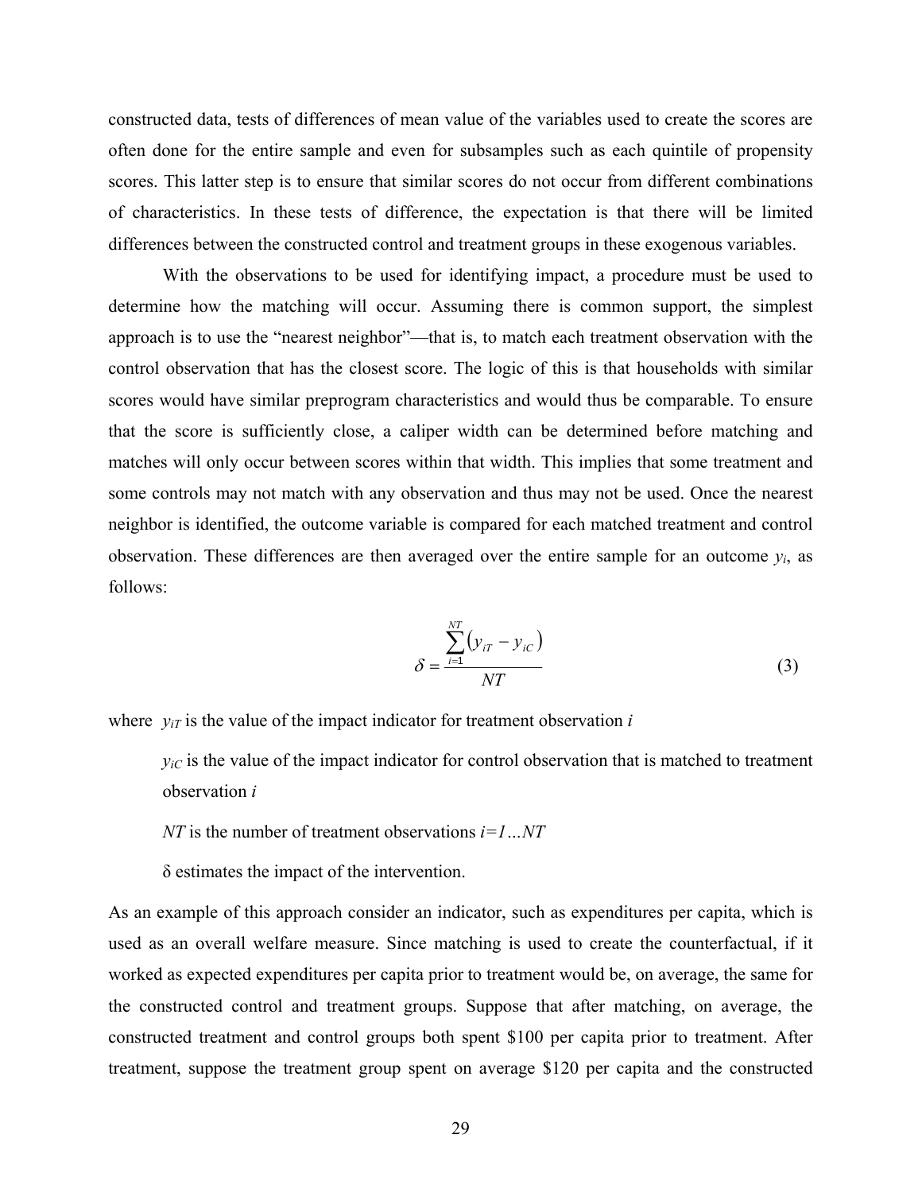constructed data, tests of differences of mean value of the variables used to create the scores are often done for the entire sample and even for subsamples such as each quintile of propensity scores. This latter step is to ensure that similar scores do not occur from different combinations of characteristics. In these tests of difference, the expectation is that there will be limited differences between the constructed control and treatment groups in these exogenous variables.

With the observations to be used for identifying impact, a procedure must be used to determine how the matching will occur. Assuming there is common support, the simplest approach is to use the "nearest neighbor"—that is, to match each treatment observation with the control observation that has the closest score. The logic of this is that households with similar scores would have similar preprogram characteristics and would thus be comparable. To ensure that the score is sufficiently close, a caliper width can be determined before matching and matches will only occur between scores within that width. This implies that some treatment and some controls may not match with any observation and thus may not be used. Once the nearest neighbor is identified, the outcome variable is compared for each matched treatment and control observation. These differences are then averaged over the entire sample for an outcome $y_i$, as follows:

$$\delta = \frac{\sum_{i=1}^{NT} (y_{iT} - y_{iC})}{NT} \tag{3}$$

where $y_{iT}$ is the value of the impact indicator for treatment observation $i$

$y_{iC}$ is the value of the impact indicator for control observation that is matched to treatment observation $i$

$NT$ is the number of treatment observations $i=1 \ldots NT$

$\delta$ estimates the impact of the intervention.

As an example of this approach consider an indicator, such as expenditures per capita, which is used as an overall welfare measure. Since matching is used to create the counterfactual, if it worked as expected expenditures per capita prior to treatment would be, on average, the same for the constructed control and treatment groups. Suppose that after matching, on average, the constructed treatment and control groups both spent \$100 per capita prior to treatment. After treatment, suppose the treatment group spent on average \$120 per capita and the constructed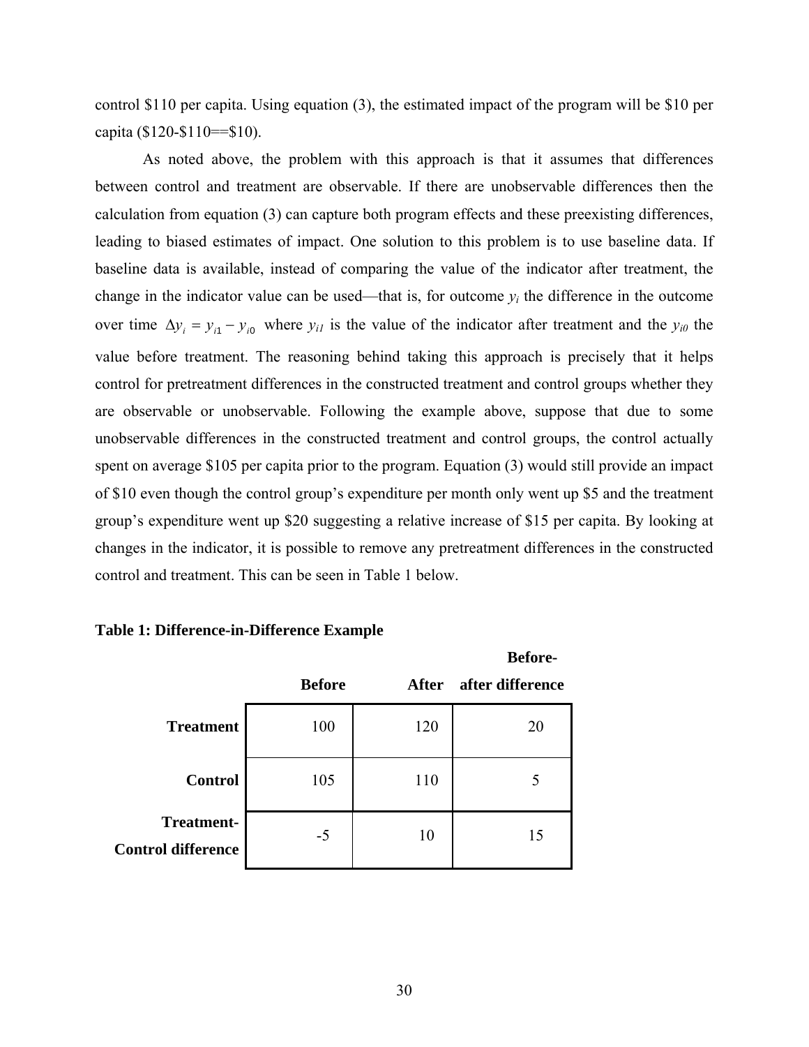control $110 per capita. Using equation (3), the estimated impact of the program will be $10 per capita ($120-$110==$10).

As noted above, the problem with this approach is that it assumes that differences between control and treatment are observable. If there are unobservable differences then the calculation from equation (3) can capture both program effects and these preexisting differences, leading to biased estimates of impact. One solution to this problem is to use baseline data. If baseline data is available, instead of comparing the value of the indicator after treatment, the change in the indicator value can be used—that is, for outcome $y_i$ the difference in the outcome over time $\Delta y_i = y_{i1} - y_{i0}$ where $y_{i1}$ is the value of the indicator after treatment and the $y_{i0}$ the value before treatment. The reasoning behind taking this approach is precisely that it helps control for pretreatment differences in the constructed treatment and control groups whether they are observable or unobservable. Following the example above, suppose that due to some unobservable differences in the constructed treatment and control groups, the control actually spent on average $105 per capita prior to the program. Equation (3) would still provide an impact of $10 even though the control group's expenditure per month only went up $5 and the treatment group's expenditure went up $20 suggesting a relative increase of $15 per capita. By looking at changes in the indicator, it is possible to remove any pretreatment differences in the constructed control and treatment. This can be seen in Table 1 below.

**Table 1: Difference-in-Difference Example**

| | Before | After | Before-after difference |
|---|---|---|---|
| **Treatment** | 100 | 120 | 20 |
| **Control** | 105 | 110 | 5 |
| **Treatment-Control difference** | -5 | 10 | 15 |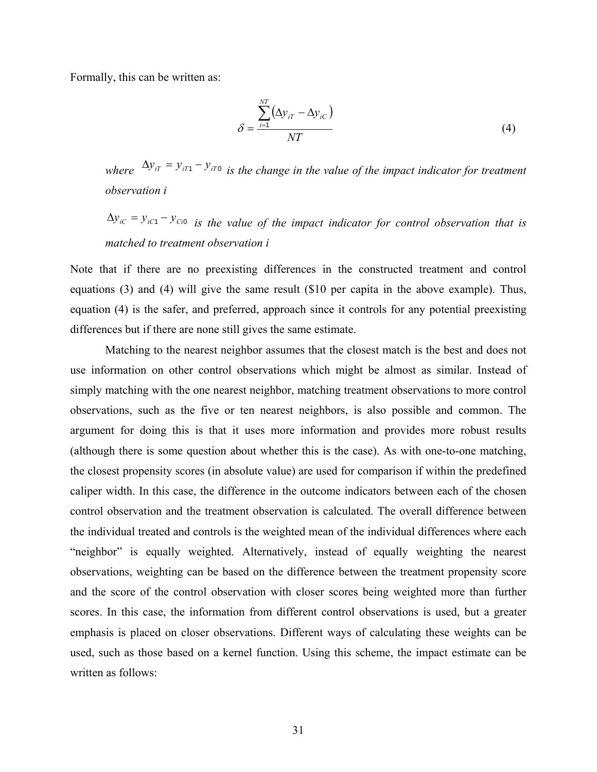Formally, this can be written as:

$$\delta = \frac{\sum_{i=1}^{NT} \left( \Delta y_{iT} - \Delta y_{iC} \right)}{NT} \tag{4}$$

*where* $\Delta y_{iT} = y_{iT1} - y_{iT0}$ *is the change in the value of the impact indicator for treatment observation i*

$\Delta y_{iC} = y_{iC1} - y_{Ci0}$ *is the value of the impact indicator for control observation that is matched to treatment observation i*

Note that if there are no preexisting differences in the constructed treatment and control equations (3) and (4) will give the same result ($10 per capita in the above example). Thus, equation (4) is the safer, and preferred, approach since it controls for any potential preexisting differences but if there are none still gives the same estimate.

Matching to the nearest neighbor assumes that the closest match is the best and does not use information on other control observations which might be almost as similar. Instead of simply matching with the one nearest neighbor, matching treatment observations to more control observations, such as the five or ten nearest neighbors, is also possible and common. The argument for doing this is that it uses more information and provides more robust results (although there is some question about whether this is the case). As with one-to-one matching, the closest propensity scores (in absolute value) are used for comparison if within the predefined caliper width. In this case, the difference in the outcome indicators between each of the chosen control observation and the treatment observation is calculated. The overall difference between the individual treated and controls is the weighted mean of the individual differences where each "neighbor" is equally weighted. Alternatively, instead of equally weighting the nearest observations, weighting can be based on the difference between the treatment propensity score and the score of the control observation with closer scores being weighted more than further scores. In this case, the information from different control observations is used, but a greater emphasis is placed on closer observations. Different ways of calculating these weights can be used, such as those based on a kernel function. Using this scheme, the impact estimate can be written as follows: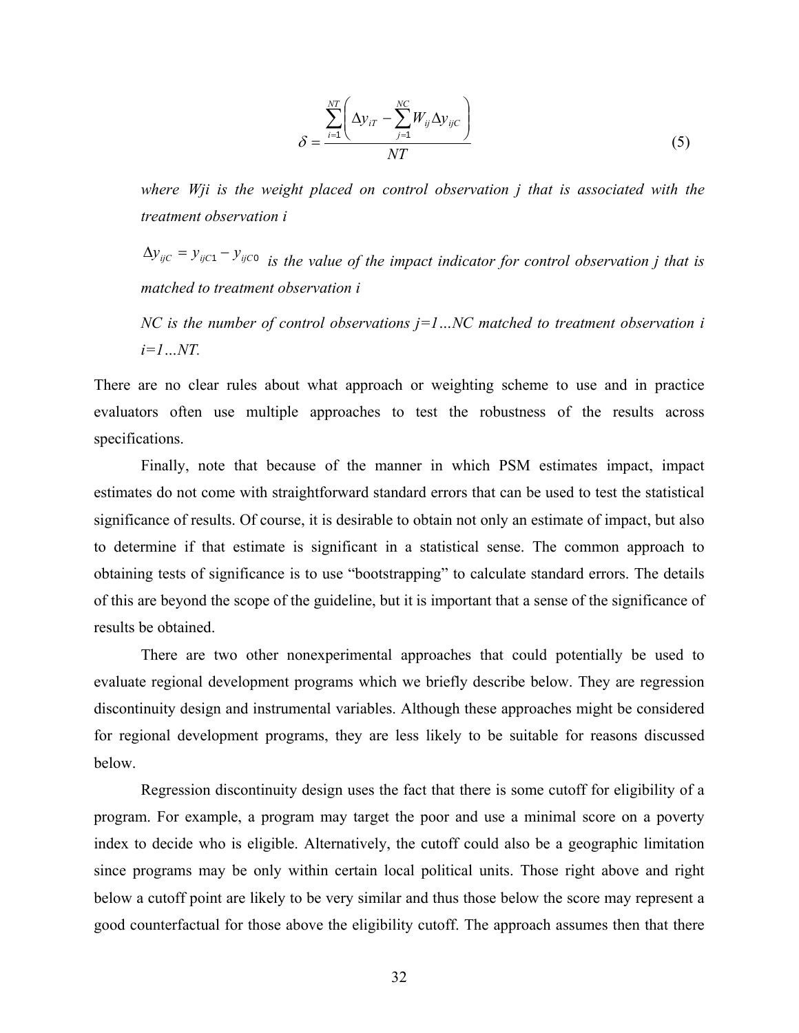$$\delta = \frac{\sum_{i=1}^{NT} \left( \Delta y_{iT} - \sum_{j=1}^{NC} W_{ij} \Delta y_{ijC} \right)}{NT} \tag{5}$$

*where Wji is the weight placed on control observation j that is associated with the treatment observation i*

$\Delta y_{ijC} = y_{ijC1} - y_{ijC0}$ *is the value of the impact indicator for control observation j that is matched to treatment observation i*

*NC is the number of control observations j=1…NC matched to treatment observation i i=1…NT.*

There are no clear rules about what approach or weighting scheme to use and in practice evaluators often use multiple approaches to test the robustness of the results across specifications.

Finally, note that because of the manner in which PSM estimates impact, impact estimates do not come with straightforward standard errors that can be used to test the statistical significance of results. Of course, it is desirable to obtain not only an estimate of impact, but also to determine if that estimate is significant in a statistical sense. The common approach to obtaining tests of significance is to use "bootstrapping" to calculate standard errors. The details of this are beyond the scope of the guideline, but it is important that a sense of the significance of results be obtained.

There are two other nonexperimental approaches that could potentially be used to evaluate regional development programs which we briefly describe below. They are regression discontinuity design and instrumental variables. Although these approaches might be considered for regional development programs, they are less likely to be suitable for reasons discussed below.

Regression discontinuity design uses the fact that there is some cutoff for eligibility of a program. For example, a program may target the poor and use a minimal score on a poverty index to decide who is eligible. Alternatively, the cutoff could also be a geographic limitation since programs may be only within certain local political units. Those right above and right below a cutoff point are likely to be very similar and thus those below the score may represent a good counterfactual for those above the eligibility cutoff. The approach assumes then that there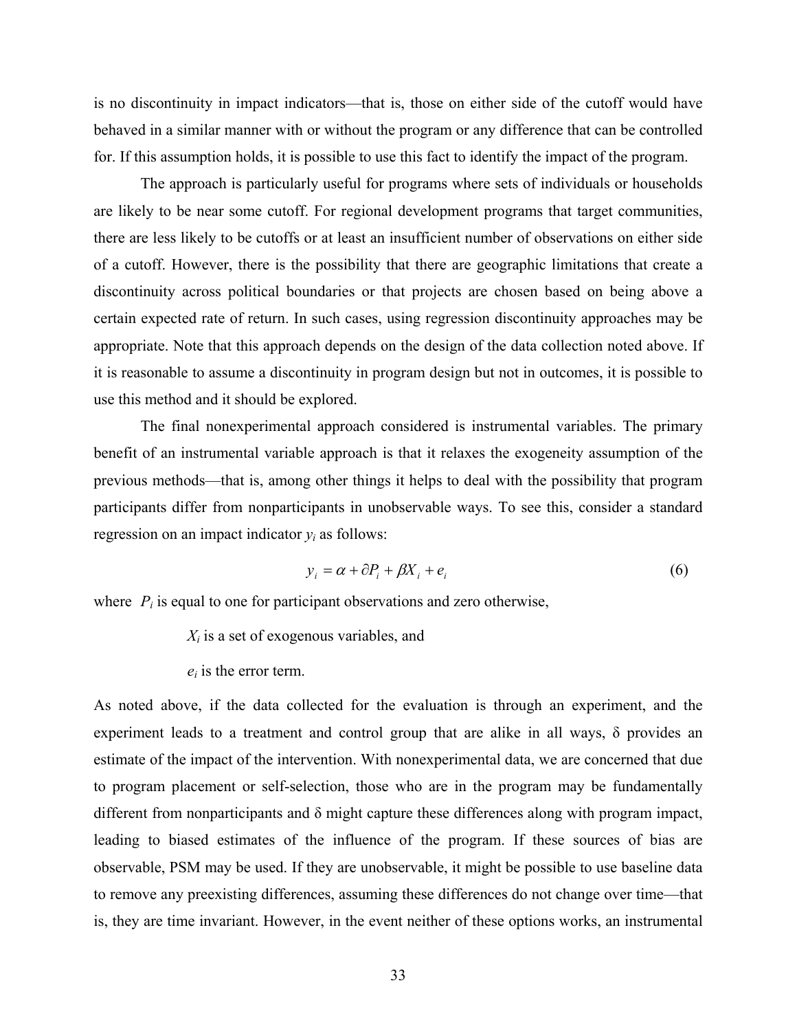is no discontinuity in impact indicators—that is, those on either side of the cutoff would have behaved in a similar manner with or without the program or any difference that can be controlled for. If this assumption holds, it is possible to use this fact to identify the impact of the program.

The approach is particularly useful for programs where sets of individuals or households are likely to be near some cutoff. For regional development programs that target communities, there are less likely to be cutoffs or at least an insufficient number of observations on either side of a cutoff. However, there is the possibility that there are geographic limitations that create a discontinuity across political boundaries or that projects are chosen based on being above a certain expected rate of return. In such cases, using regression discontinuity approaches may be appropriate. Note that this approach depends on the design of the data collection noted above. If it is reasonable to assume a discontinuity in program design but not in outcomes, it is possible to use this method and it should be explored.

The final nonexperimental approach considered is instrumental variables. The primary benefit of an instrumental variable approach is that it relaxes the exogeneity assumption of the previous methods—that is, among other things it helps to deal with the possibility that program participants differ from nonparticipants in unobservable ways. To see this, consider a standard regression on an impact indicator $y_i$ as follows:

$$y_i = \alpha + \partial P_i + \beta X_i + e_i \tag{6}$$

where $P_i$ is equal to one for participant observations and zero otherwise,

$X_i$ is a set of exogenous variables, and

$e_i$ is the error term.

As noted above, if the data collected for the evaluation is through an experiment, and the experiment leads to a treatment and control group that are alike in all ways, $\delta$ provides an estimate of the impact of the intervention. With nonexperimental data, we are concerned that due to program placement or self-selection, those who are in the program may be fundamentally different from nonparticipants and $\delta$ might capture these differences along with program impact, leading to biased estimates of the influence of the program. If these sources of bias are observable, PSM may be used. If they are unobservable, it might be possible to use baseline data to remove any preexisting differences, assuming these differences do not change over time—that is, they are time invariant. However, in the event neither of these options works, an instrumental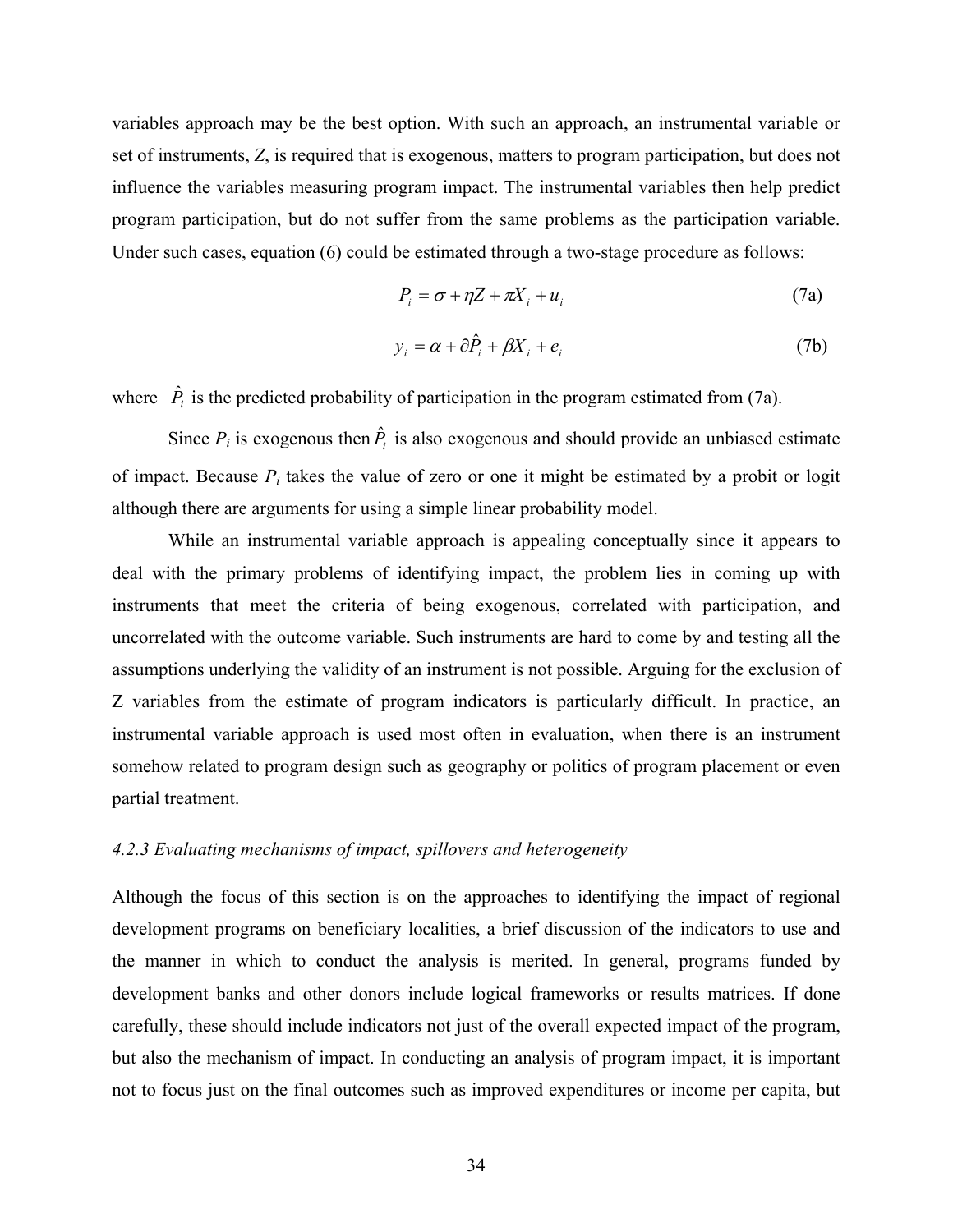variables approach may be the best option. With such an approach, an instrumental variable or set of instruments, $Z$, is required that is exogenous, matters to program participation, but does not influence the variables measuring program impact. The instrumental variables then help predict program participation, but do not suffer from the same problems as the participation variable. Under such cases, equation (6) could be estimated through a two-stage procedure as follows:

$$P_i = \sigma + \eta Z + \pi X_i + u_i \tag{7a}$$

$$y_i = \alpha + \partial \hat{P}_i + \beta X_i + e_i \tag{7b}$$

where $\hat{P}_i$ is the predicted probability of participation in the program estimated from (7a).

Since $P_i$ is exogenous then $\hat{P}_i$ is also exogenous and should provide an unbiased estimate of impact. Because $P_i$ takes the value of zero or one it might be estimated by a probit or logit although there are arguments for using a simple linear probability model.

While an instrumental variable approach is appealing conceptually since it appears to deal with the primary problems of identifying impact, the problem lies in coming up with instruments that meet the criteria of being exogenous, correlated with participation, and uncorrelated with the outcome variable. Such instruments are hard to come by and testing all the assumptions underlying the validity of an instrument is not possible. Arguing for the exclusion of Z variables from the estimate of program indicators is particularly difficult. In practice, an instrumental variable approach is used most often in evaluation, when there is an instrument somehow related to program design such as geography or politics of program placement or even partial treatment.

#### *4.2.3 Evaluating mechanisms of impact, spillovers and heterogeneity*

Although the focus of this section is on the approaches to identifying the impact of regional development programs on beneficiary localities, a brief discussion of the indicators to use and the manner in which to conduct the analysis is merited. In general, programs funded by development banks and other donors include logical frameworks or results matrices. If done carefully, these should include indicators not just of the overall expected impact of the program, but also the mechanism of impact. In conducting an analysis of program impact, it is important not to focus just on the final outcomes such as improved expenditures or income per capita, but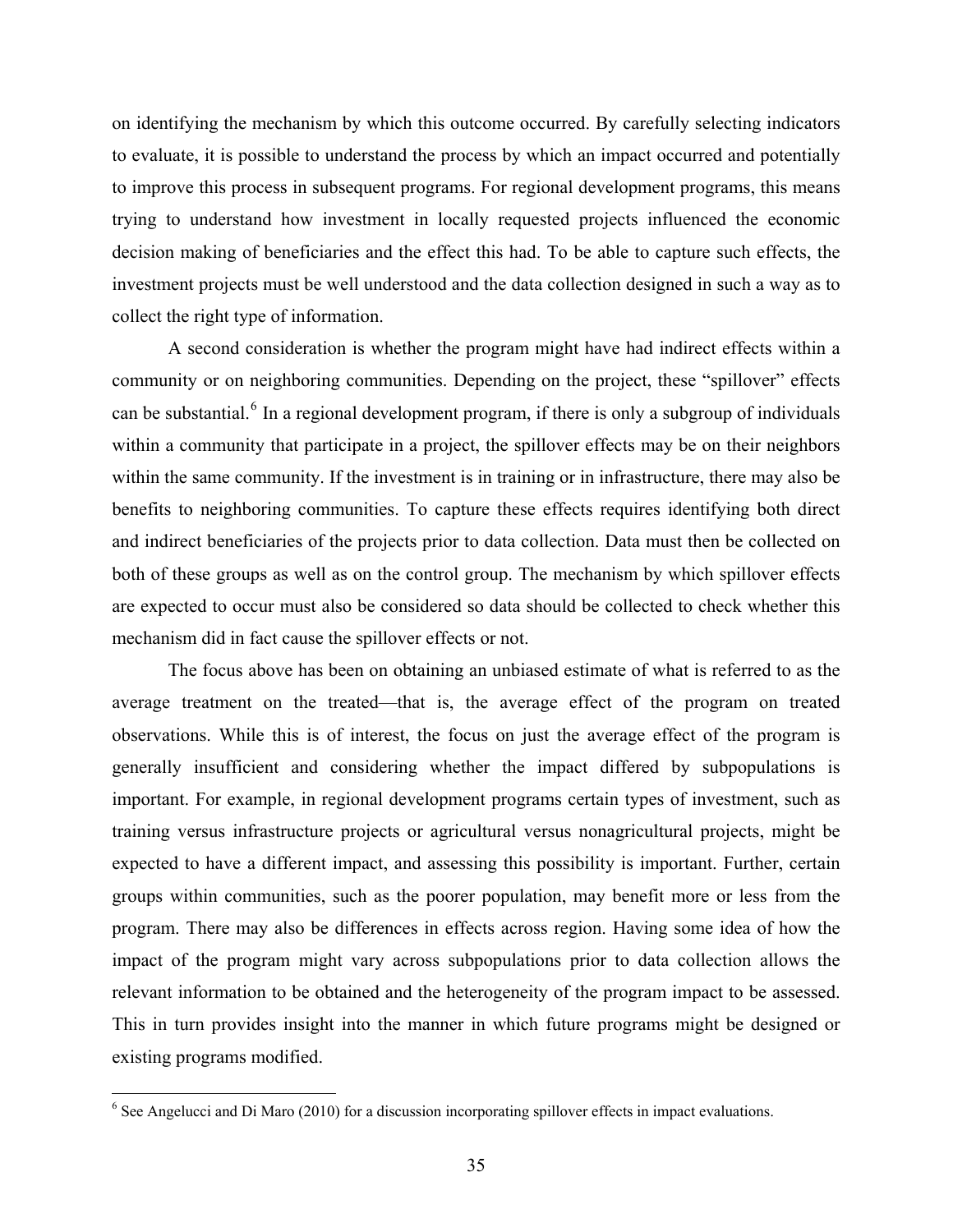on identifying the mechanism by which this outcome occurred. By carefully selecting indicators to evaluate, it is possible to understand the process by which an impact occurred and potentially to improve this process in subsequent programs. For regional development programs, this means trying to understand how investment in locally requested projects influenced the economic decision making of beneficiaries and the effect this had. To be able to capture such effects, the investment projects must be well understood and the data collection designed in such a way as to collect the right type of information.

A second consideration is whether the program might have had indirect effects within a community or on neighboring communities. Depending on the project, these "spillover" effects can be substantial.[6] In a regional development program, if there is only a subgroup of individuals within a community that participate in a project, the spillover effects may be on their neighbors within the same community. If the investment is in training or in infrastructure, there may also be benefits to neighboring communities. To capture these effects requires identifying both direct and indirect beneficiaries of the projects prior to data collection. Data must then be collected on both of these groups as well as on the control group. The mechanism by which spillover effects are expected to occur must also be considered so data should be collected to check whether this mechanism did in fact cause the spillover effects or not.

The focus above has been on obtaining an unbiased estimate of what is referred to as the average treatment on the treated—that is, the average effect of the program on treated observations. While this is of interest, the focus on just the average effect of the program is generally insufficient and considering whether the impact differed by subpopulations is important. For example, in regional development programs certain types of investment, such as training versus infrastructure projects or agricultural versus nonagricultural projects, might be expected to have a different impact, and assessing this possibility is important. Further, certain groups within communities, such as the poorer population, may benefit more or less from the program. There may also be differences in effects across region. Having some idea of how the impact of the program might vary across subpopulations prior to data collection allows the relevant information to be obtained and the heterogeneity of the program impact to be assessed. This in turn provides insight into the manner in which future programs might be designed or existing programs modified.

---

[6] See Angelucci and Di Maro (2010) for a discussion incorporating spillover effects in impact evaluations.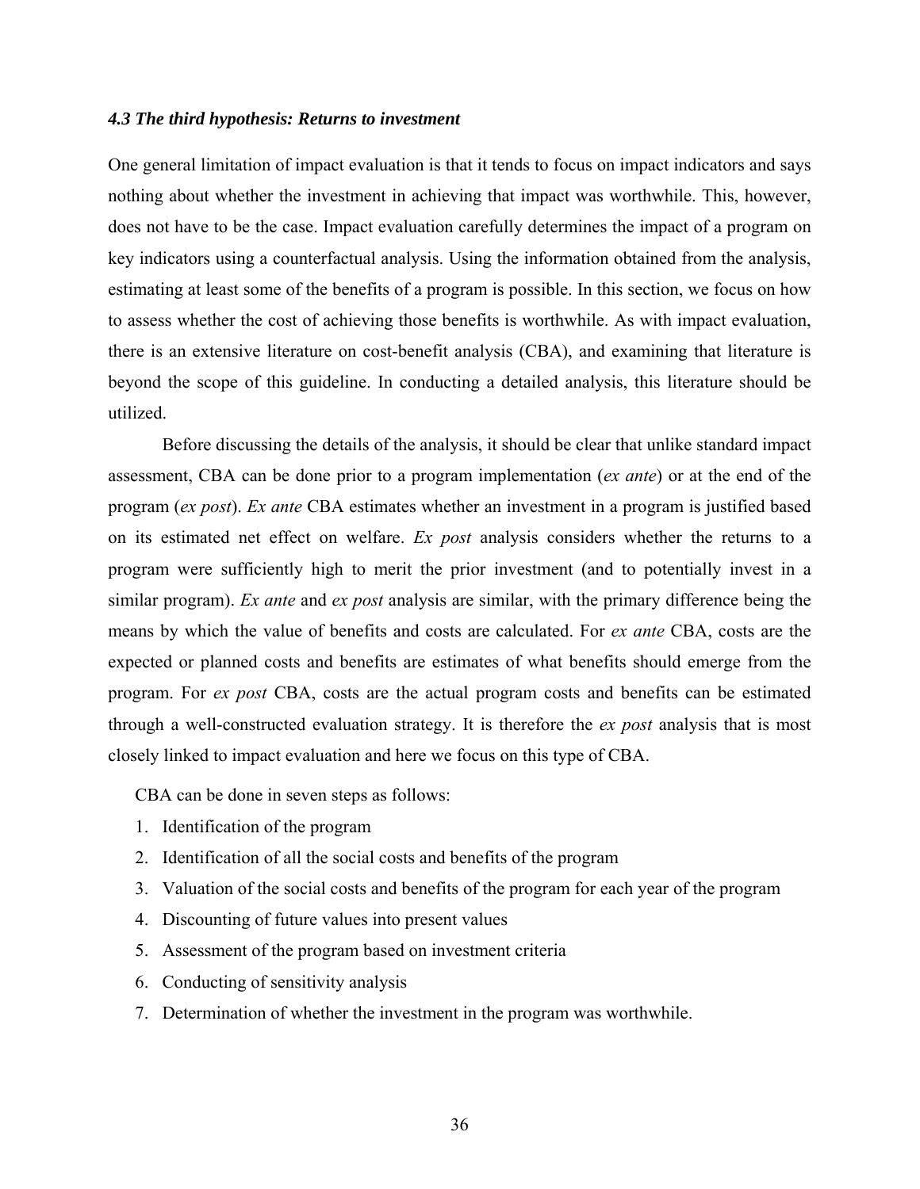### *4.3 The third hypothesis: Returns to investment*

One general limitation of impact evaluation is that it tends to focus on impact indicators and says nothing about whether the investment in achieving that impact was worthwhile. This, however, does not have to be the case. Impact evaluation carefully determines the impact of a program on key indicators using a counterfactual analysis. Using the information obtained from the analysis, estimating at least some of the benefits of a program is possible. In this section, we focus on how to assess whether the cost of achieving those benefits is worthwhile. As with impact evaluation, there is an extensive literature on cost-benefit analysis (CBA), and examining that literature is beyond the scope of this guideline. In conducting a detailed analysis, this literature should be utilized.

Before discussing the details of the analysis, it should be clear that unlike standard impact assessment, CBA can be done prior to a program implementation (*ex ante*) or at the end of the program (*ex post*). *Ex ante* CBA estimates whether an investment in a program is justified based on its estimated net effect on welfare. *Ex post* analysis considers whether the returns to a program were sufficiently high to merit the prior investment (and to potentially invest in a similar program). *Ex ante* and *ex post* analysis are similar, with the primary difference being the means by which the value of benefits and costs are calculated. For *ex ante* CBA, costs are the expected or planned costs and benefits are estimates of what benefits should emerge from the program. For *ex post* CBA, costs are the actual program costs and benefits can be estimated through a well-constructed evaluation strategy. It is therefore the *ex post* analysis that is most closely linked to impact evaluation and here we focus on this type of CBA.

CBA can be done in seven steps as follows:

1. Identification of the program
2. Identification of all the social costs and benefits of the program
3. Valuation of the social costs and benefits of the program for each year of the program
4. Discounting of future values into present values
5. Assessment of the program based on investment criteria
6. Conducting of sensitivity analysis
7. Determination of whether the investment in the program was worthwhile.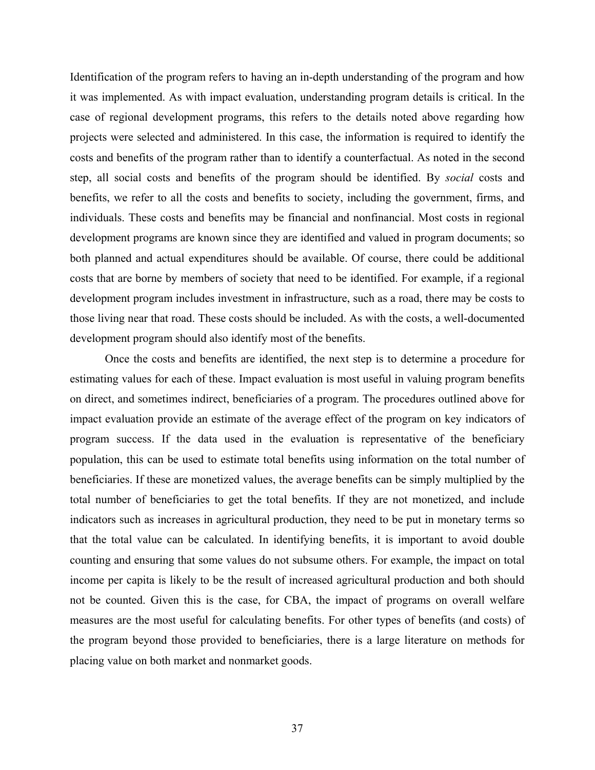Identification of the program refers to having an in-depth understanding of the program and how it was implemented. As with impact evaluation, understanding program details is critical. In the case of regional development programs, this refers to the details noted above regarding how projects were selected and administered. In this case, the information is required to identify the costs and benefits of the program rather than to identify a counterfactual. As noted in the second step, all social costs and benefits of the program should be identified. By *social* costs and benefits, we refer to all the costs and benefits to society, including the government, firms, and individuals. These costs and benefits may be financial and nonfinancial. Most costs in regional development programs are known since they are identified and valued in program documents; so both planned and actual expenditures should be available. Of course, there could be additional costs that are borne by members of society that need to be identified. For example, if a regional development program includes investment in infrastructure, such as a road, there may be costs to those living near that road. These costs should be included. As with the costs, a well-documented development program should also identify most of the benefits.

Once the costs and benefits are identified, the next step is to determine a procedure for estimating values for each of these. Impact evaluation is most useful in valuing program benefits on direct, and sometimes indirect, beneficiaries of a program. The procedures outlined above for impact evaluation provide an estimate of the average effect of the program on key indicators of program success. If the data used in the evaluation is representative of the beneficiary population, this can be used to estimate total benefits using information on the total number of beneficiaries. If these are monetized values, the average benefits can be simply multiplied by the total number of beneficiaries to get the total benefits. If they are not monetized, and include indicators such as increases in agricultural production, they need to be put in monetary terms so that the total value can be calculated. In identifying benefits, it is important to avoid double counting and ensuring that some values do not subsume others. For example, the impact on total income per capita is likely to be the result of increased agricultural production and both should not be counted. Given this is the case, for CBA, the impact of programs on overall welfare measures are the most useful for calculating benefits. For other types of benefits (and costs) of the program beyond those provided to beneficiaries, there is a large literature on methods for placing value on both market and nonmarket goods.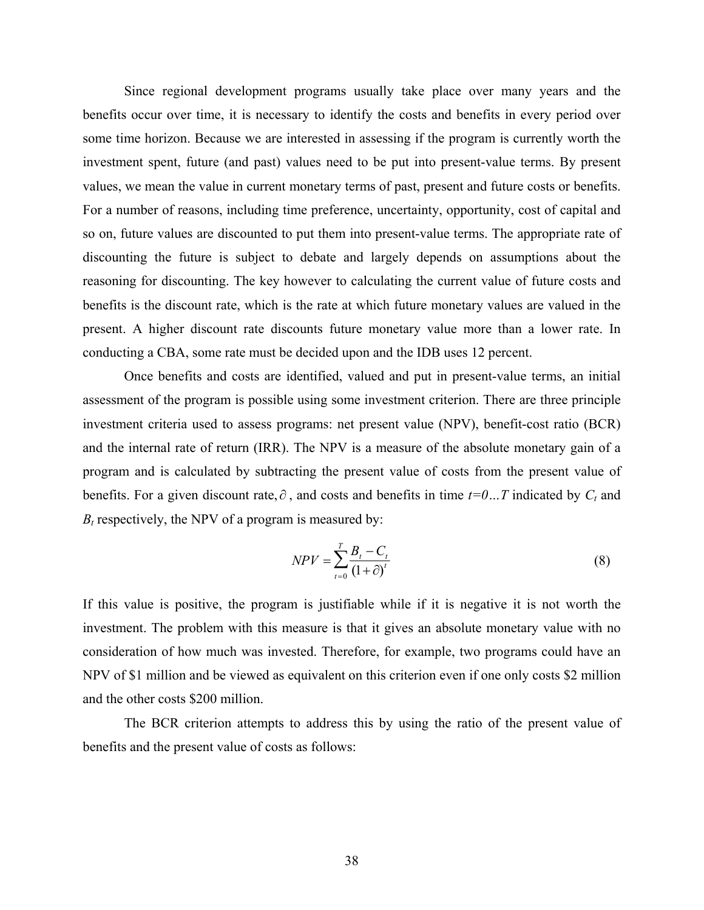Since regional development programs usually take place over many years and the benefits occur over time, it is necessary to identify the costs and benefits in every period over some time horizon. Because we are interested in assessing if the program is currently worth the investment spent, future (and past) values need to be put into present-value terms. By present values, we mean the value in current monetary terms of past, present and future costs or benefits. For a number of reasons, including time preference, uncertainty, opportunity, cost of capital and so on, future values are discounted to put them into present-value terms. The appropriate rate of discounting the future is subject to debate and largely depends on assumptions about the reasoning for discounting. The key however to calculating the current value of future costs and benefits is the discount rate, which is the rate at which future monetary values are valued in the present. A higher discount rate discounts future monetary value more than a lower rate. In conducting a CBA, some rate must be decided upon and the IDB uses 12 percent.

Once benefits and costs are identified, valued and put in present-value terms, an initial assessment of the program is possible using some investment criterion. There are three principle investment criteria used to assess programs: net present value (NPV), benefit-cost ratio (BCR) and the internal rate of return (IRR). The NPV is a measure of the absolute monetary gain of a program and is calculated by subtracting the present value of costs from the present value of benefits. For a given discount rate, $\partial$ , and costs and benefits in time $t=0 \ldots T$ indicated by $C_t$ and $B_t$ respectively, the NPV of a program is measured by:

$$NPV = \sum_{t=0}^{T} \frac{B_t - C_t}{(1+\partial)^t} \tag{8}$$

If this value is positive, the program is justifiable while if it is negative it is not worth the investment. The problem with this measure is that it gives an absolute monetary value with no consideration of how much was invested. Therefore, for example, two programs could have an NPV of \$1 million and be viewed as equivalent on this criterion even if one only costs \$2 million and the other costs \$200 million.

The BCR criterion attempts to address this by using the ratio of the present value of benefits and the present value of costs as follows: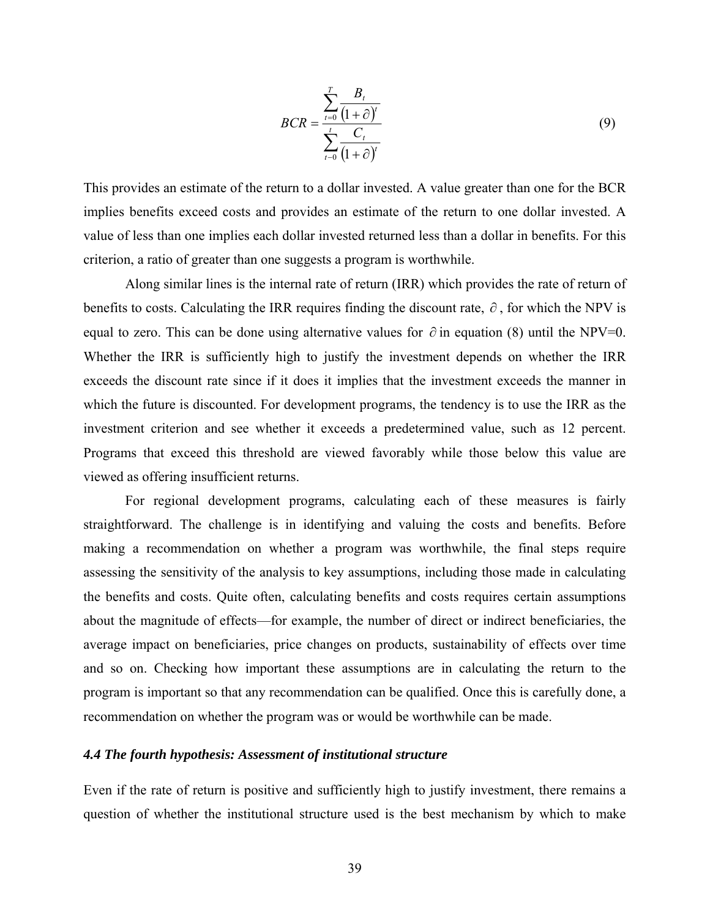$$BCR = \frac{\sum_{t=0}^{T} \frac{B_t}{(1+\partial)^t}}{\sum_{t-0}^{t} \frac{C_t}{(1+\partial)^t}} \tag{9}$$

This provides an estimate of the return to a dollar invested. A value greater than one for the BCR implies benefits exceed costs and provides an estimate of the return to one dollar invested. A value of less than one implies each dollar invested returned less than a dollar in benefits. For this criterion, a ratio of greater than one suggests a program is worthwhile.

Along similar lines is the internal rate of return (IRR) which provides the rate of return of benefits to costs. Calculating the IRR requires finding the discount rate, $\partial$, for which the NPV is equal to zero. This can be done using alternative values for $\partial$ in equation (8) until the NPV=0. Whether the IRR is sufficiently high to justify the investment depends on whether the IRR exceeds the discount rate since if it does it implies that the investment exceeds the manner in which the future is discounted. For development programs, the tendency is to use the IRR as the investment criterion and see whether it exceeds a predetermined value, such as 12 percent. Programs that exceed this threshold are viewed favorably while those below this value are viewed as offering insufficient returns.

For regional development programs, calculating each of these measures is fairly straightforward. The challenge is in identifying and valuing the costs and benefits. Before making a recommendation on whether a program was worthwhile, the final steps require assessing the sensitivity of the analysis to key assumptions, including those made in calculating the benefits and costs. Quite often, calculating benefits and costs requires certain assumptions about the magnitude of effects—for example, the number of direct or indirect beneficiaries, the average impact on beneficiaries, price changes on products, sustainability of effects over time and so on. Checking how important these assumptions are in calculating the return to the program is important so that any recommendation can be qualified. Once this is carefully done, a recommendation on whether the program was or would be worthwhile can be made.

### *4.4 The fourth hypothesis: Assessment of institutional structure*

Even if the rate of return is positive and sufficiently high to justify investment, there remains a question of whether the institutional structure used is the best mechanism by which to make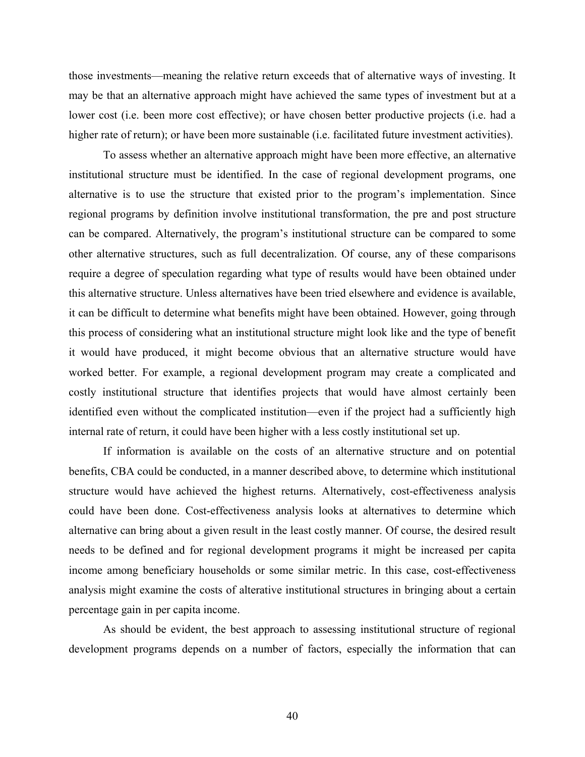those investments—meaning the relative return exceeds that of alternative ways of investing. It may be that an alternative approach might have achieved the same types of investment but at a lower cost (i.e. been more cost effective); or have chosen better productive projects (i.e. had a higher rate of return); or have been more sustainable (i.e. facilitated future investment activities).

To assess whether an alternative approach might have been more effective, an alternative institutional structure must be identified. In the case of regional development programs, one alternative is to use the structure that existed prior to the program's implementation. Since regional programs by definition involve institutional transformation, the pre and post structure can be compared. Alternatively, the program's institutional structure can be compared to some other alternative structures, such as full decentralization. Of course, any of these comparisons require a degree of speculation regarding what type of results would have been obtained under this alternative structure. Unless alternatives have been tried elsewhere and evidence is available, it can be difficult to determine what benefits might have been obtained. However, going through this process of considering what an institutional structure might look like and the type of benefit it would have produced, it might become obvious that an alternative structure would have worked better. For example, a regional development program may create a complicated and costly institutional structure that identifies projects that would have almost certainly been identified even without the complicated institution—even if the project had a sufficiently high internal rate of return, it could have been higher with a less costly institutional set up.

If information is available on the costs of an alternative structure and on potential benefits, CBA could be conducted, in a manner described above, to determine which institutional structure would have achieved the highest returns. Alternatively, cost-effectiveness analysis could have been done. Cost-effectiveness analysis looks at alternatives to determine which alternative can bring about a given result in the least costly manner. Of course, the desired result needs to be defined and for regional development programs it might be increased per capita income among beneficiary households or some similar metric. In this case, cost-effectiveness analysis might examine the costs of alterative institutional structures in bringing about a certain percentage gain in per capita income.

As should be evident, the best approach to assessing institutional structure of regional development programs depends on a number of factors, especially the information that can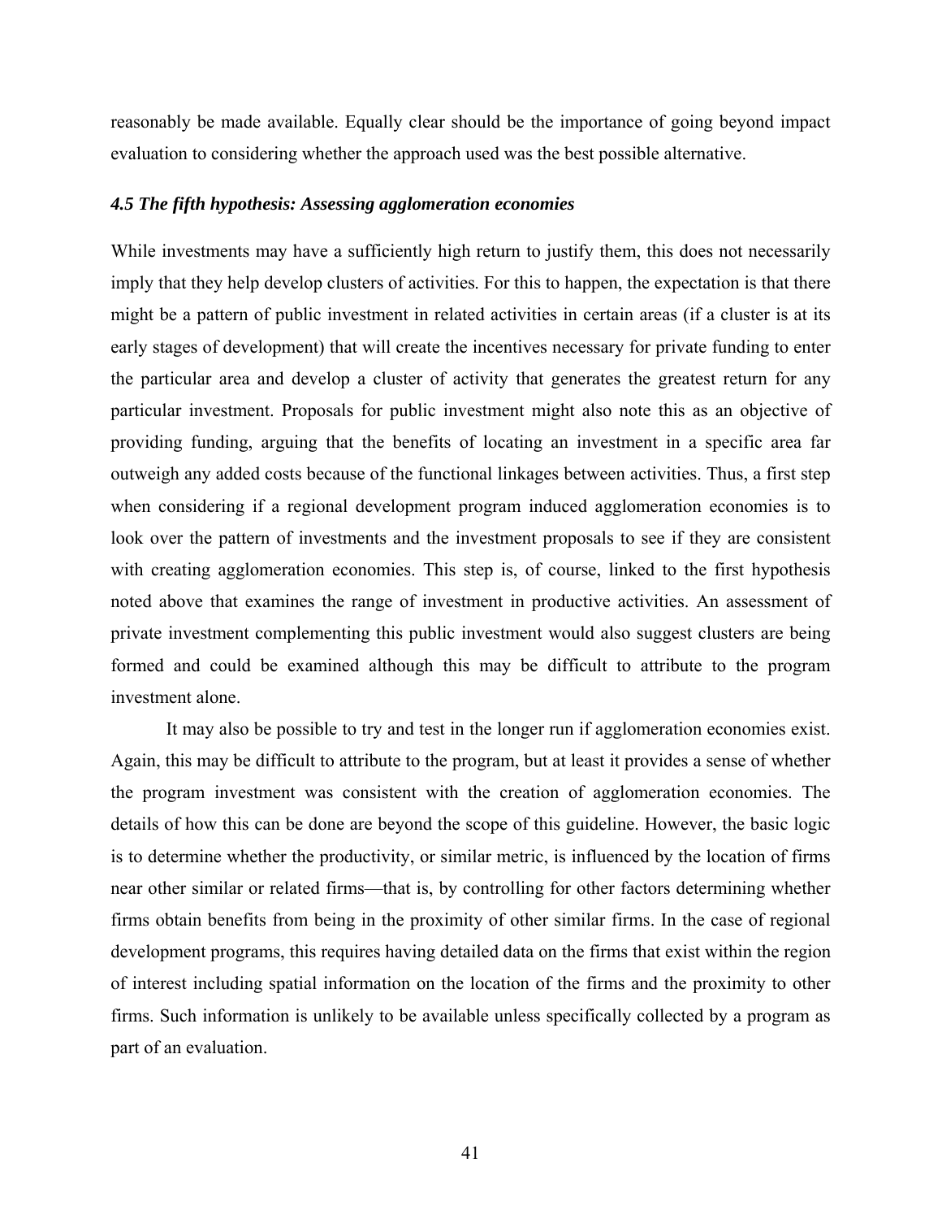reasonably be made available. Equally clear should be the importance of going beyond impact evaluation to considering whether the approach used was the best possible alternative.

### *4.5 The fifth hypothesis: Assessing agglomeration economies*

While investments may have a sufficiently high return to justify them, this does not necessarily imply that they help develop clusters of activities. For this to happen, the expectation is that there might be a pattern of public investment in related activities in certain areas (if a cluster is at its early stages of development) that will create the incentives necessary for private funding to enter the particular area and develop a cluster of activity that generates the greatest return for any particular investment. Proposals for public investment might also note this as an objective of providing funding, arguing that the benefits of locating an investment in a specific area far outweigh any added costs because of the functional linkages between activities. Thus, a first step when considering if a regional development program induced agglomeration economies is to look over the pattern of investments and the investment proposals to see if they are consistent with creating agglomeration economies. This step is, of course, linked to the first hypothesis noted above that examines the range of investment in productive activities. An assessment of private investment complementing this public investment would also suggest clusters are being formed and could be examined although this may be difficult to attribute to the program investment alone.

It may also be possible to try and test in the longer run if agglomeration economies exist. Again, this may be difficult to attribute to the program, but at least it provides a sense of whether the program investment was consistent with the creation of agglomeration economies. The details of how this can be done are beyond the scope of this guideline. However, the basic logic is to determine whether the productivity, or similar metric, is influenced by the location of firms near other similar or related firms—that is, by controlling for other factors determining whether firms obtain benefits from being in the proximity of other similar firms. In the case of regional development programs, this requires having detailed data on the firms that exist within the region of interest including spatial information on the location of the firms and the proximity to other firms. Such information is unlikely to be available unless specifically collected by a program as part of an evaluation.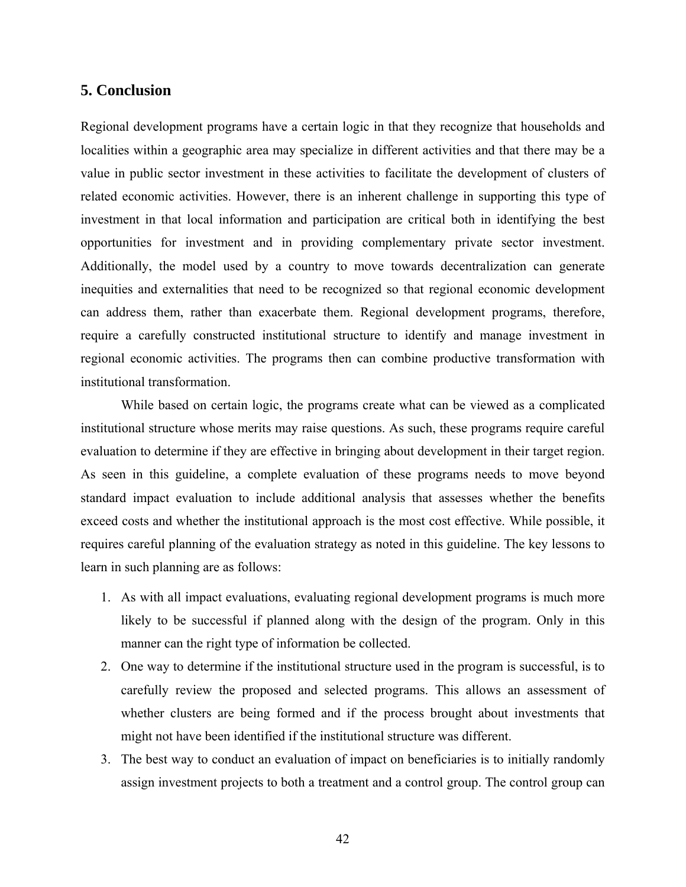## 5. Conclusion

Regional development programs have a certain logic in that they recognize that households and localities within a geographic area may specialize in different activities and that there may be a value in public sector investment in these activities to facilitate the development of clusters of related economic activities. However, there is an inherent challenge in supporting this type of investment in that local information and participation are critical both in identifying the best opportunities for investment and in providing complementary private sector investment. Additionally, the model used by a country to move towards decentralization can generate inequities and externalities that need to be recognized so that regional economic development can address them, rather than exacerbate them. Regional development programs, therefore, require a carefully constructed institutional structure to identify and manage investment in regional economic activities. The programs then can combine productive transformation with institutional transformation.

While based on certain logic, the programs create what can be viewed as a complicated institutional structure whose merits may raise questions. As such, these programs require careful evaluation to determine if they are effective in bringing about development in their target region. As seen in this guideline, a complete evaluation of these programs needs to move beyond standard impact evaluation to include additional analysis that assesses whether the benefits exceed costs and whether the institutional approach is the most cost effective. While possible, it requires careful planning of the evaluation strategy as noted in this guideline. The key lessons to learn in such planning are as follows:

1. As with all impact evaluations, evaluating regional development programs is much more likely to be successful if planned along with the design of the program. Only in this manner can the right type of information be collected.
2. One way to determine if the institutional structure used in the program is successful, is to carefully review the proposed and selected programs. This allows an assessment of whether clusters are being formed and if the process brought about investments that might not have been identified if the institutional structure was different.
3. The best way to conduct an evaluation of impact on beneficiaries is to initially randomly assign investment projects to both a treatment and a control group. The control group can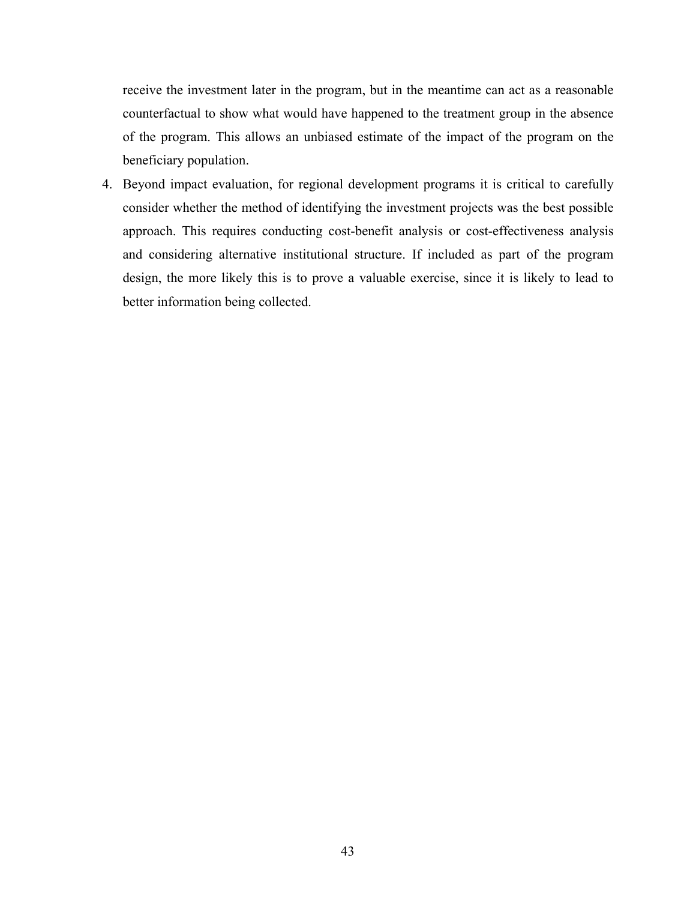receive the investment later in the program, but in the meantime can act as a reasonable counterfactual to show what would have happened to the treatment group in the absence of the program. This allows an unbiased estimate of the impact of the program on the beneficiary population.

4. Beyond impact evaluation, for regional development programs it is critical to carefully consider whether the method of identifying the investment projects was the best possible approach. This requires conducting cost-benefit analysis or cost-effectiveness analysis and considering alternative institutional structure. If included as part of the program design, the more likely this is to prove a valuable exercise, since it is likely to lead to better information being collected.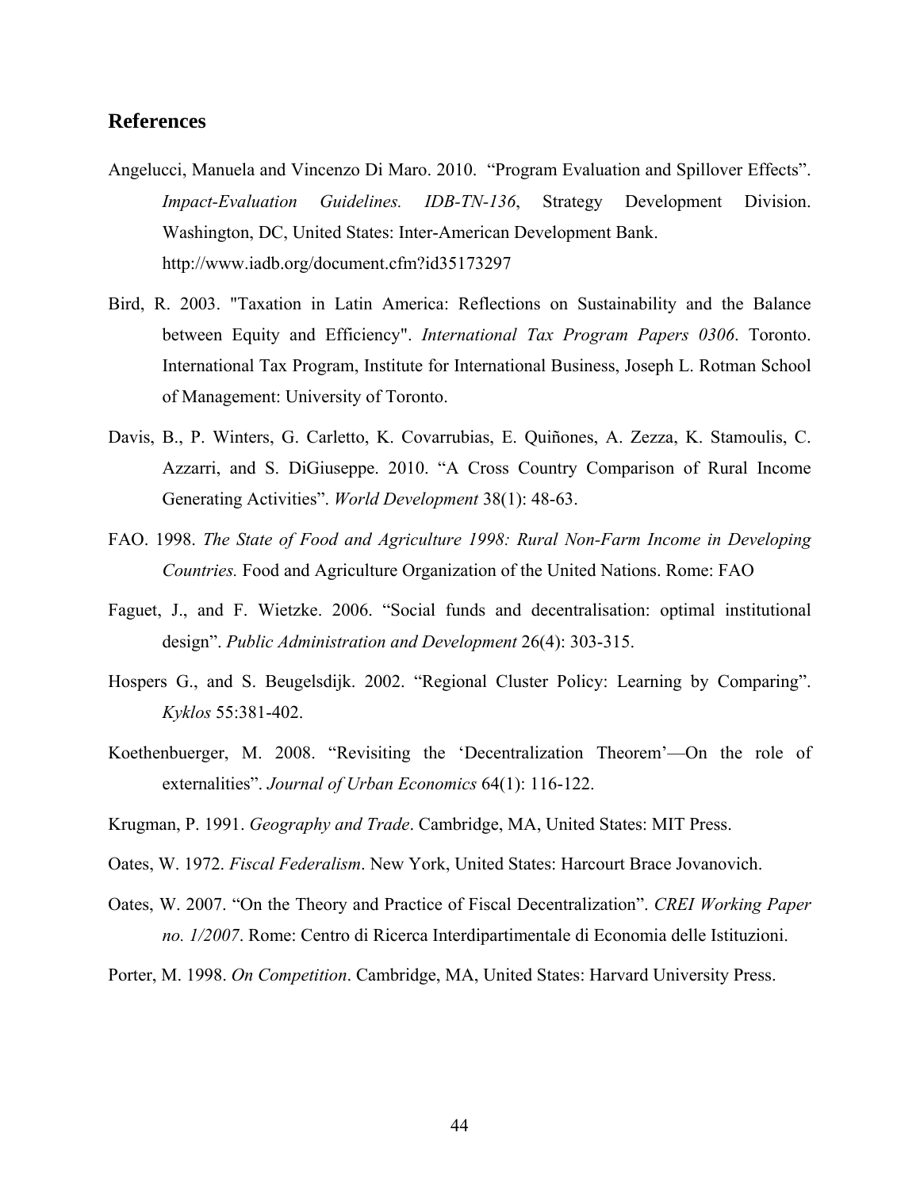## References

Angelucci, Manuela and Vincenzo Di Maro. 2010. "Program Evaluation and Spillover Effects". *Impact-Evaluation Guidelines. IDB-TN-136*, Strategy Development Division. Washington, DC, United States: Inter-American Development Bank. http://www.iadb.org/document.cfm?id35173297

Bird, R. 2003. "Taxation in Latin America: Reflections on Sustainability and the Balance between Equity and Efficiency". *International Tax Program Papers 0306*. Toronto. International Tax Program, Institute for International Business, Joseph L. Rotman School of Management: University of Toronto.

Davis, B., P. Winters, G. Carletto, K. Covarrubias, E. Quiñones, A. Zezza, K. Stamoulis, C. Azzarri, and S. DiGiuseppe. 2010. "A Cross Country Comparison of Rural Income Generating Activities". *World Development* 38(1): 48-63.

FAO. 1998. *The State of Food and Agriculture 1998: Rural Non-Farm Income in Developing Countries.* Food and Agriculture Organization of the United Nations. Rome: FAO

Faguet, J., and F. Wietzke. 2006. "Social funds and decentralisation: optimal institutional design". *Public Administration and Development* 26(4): 303-315.

Hospers G., and S. Beugelsdijk. 2002. "Regional Cluster Policy: Learning by Comparing". *Kyklos* 55:381-402.

Koethenbuerger, M. 2008. "Revisiting the 'Decentralization Theorem'—On the role of externalities". *Journal of Urban Economics* 64(1): 116-122.

Krugman, P. 1991. *Geography and Trade*. Cambridge, MA, United States: MIT Press.

Oates, W. 1972. *Fiscal Federalism*. New York, United States: Harcourt Brace Jovanovich.

Oates, W. 2007. "On the Theory and Practice of Fiscal Decentralization". *CREI Working Paper no. 1/2007*. Rome: Centro di Ricerca Interdipartimentale di Economia delle Istituzioni.

Porter, M. 1998. *On Competition*. Cambridge, MA, United States: Harvard University Press.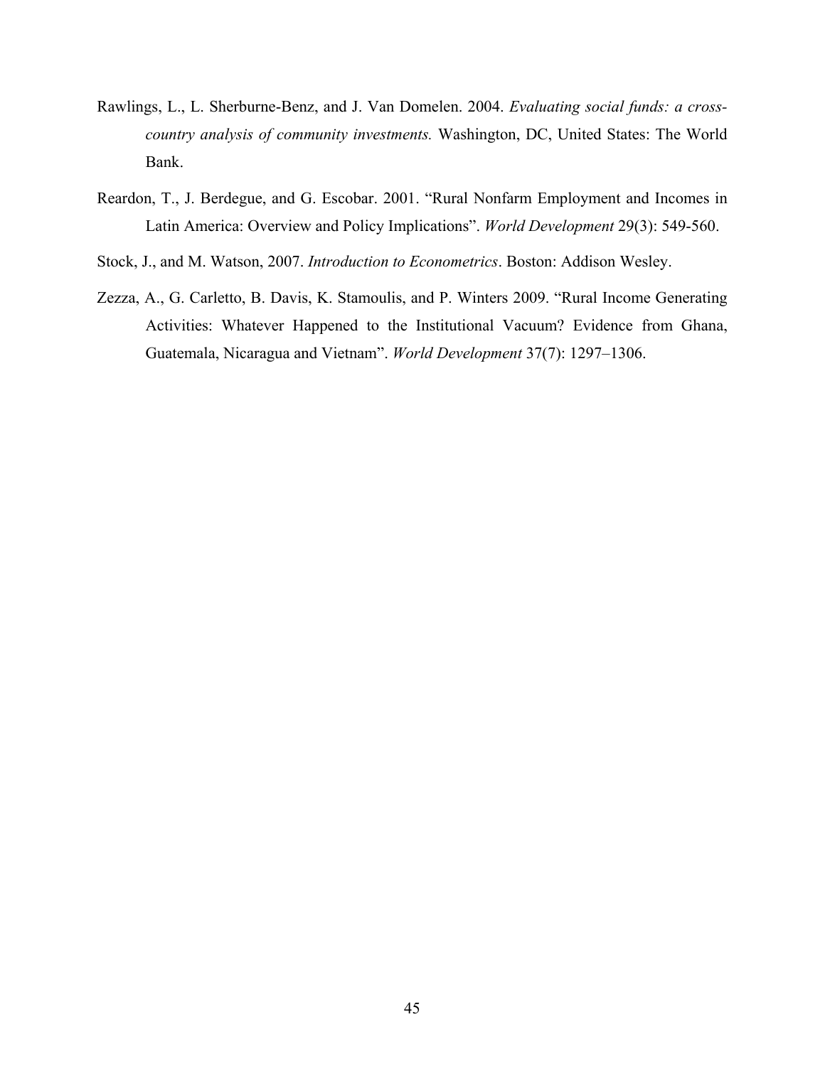Rawlings, L., L. Sherburne-Benz, and J. Van Domelen. 2004. *Evaluating social funds: a cross-country analysis of community investments.* Washington, DC, United States: The World Bank.

Reardon, T., J. Berdegue, and G. Escobar. 2001. "Rural Nonfarm Employment and Incomes in Latin America: Overview and Policy Implications". *World Development* 29(3): 549-560.

Stock, J., and M. Watson, 2007. *Introduction to Econometrics*. Boston: Addison Wesley.

Zezza, A., G. Carletto, B. Davis, K. Stamoulis, and P. Winters 2009. "Rural Income Generating Activities: Whatever Happened to the Institutional Vacuum? Evidence from Ghana, Guatemala, Nicaragua and Vietnam". *World Development* 37(7): 1297–1306.